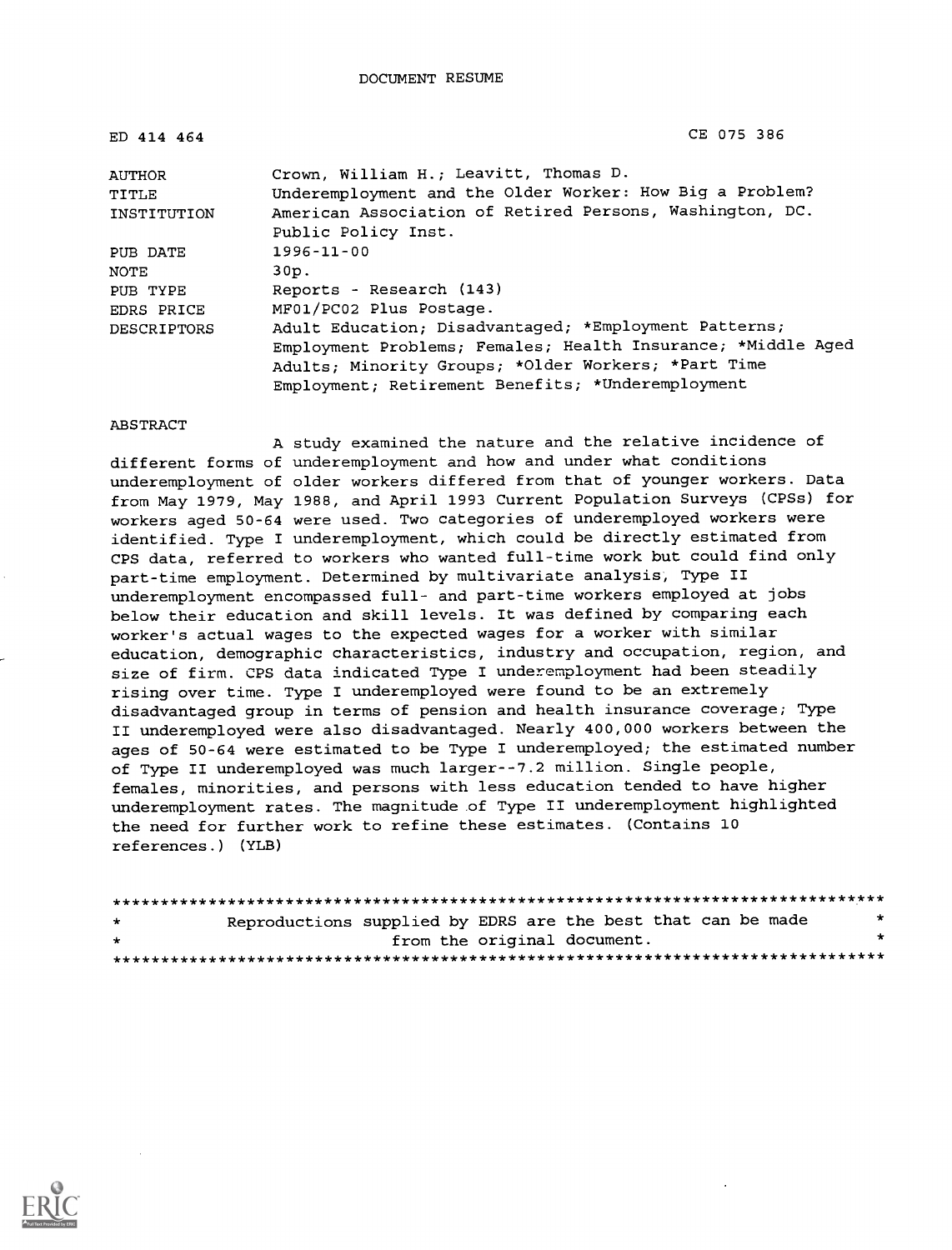DOCUMENT RESUME

| | |
|---|---|
| ED 414 464 | CE 075 386 |
| AUTHOR | Crown, William H.; Leavitt, Thomas D. |
| TITLE | Underemployment and the Older Worker: How Big a Problem? |
| INSTITUTION | American Association of Retired Persons, Washington, DC. Public Policy Inst. |
| PUB DATE | 1996-11-00 |
| NOTE | 30p. |
| PUB TYPE | Reports - Research (143) |
| EDRS PRICE | MF01/PC02 Plus Postage. |
| DESCRIPTORS | Adult Education; Disadvantaged; *Employment Patterns; Employment Problems; Females; Health Insurance; *Middle Aged Adults; Minority Groups; *Older Workers; *Part Time Employment; Retirement Benefits; *Underemployment |

ABSTRACT

A study examined the nature and the relative incidence of different forms of underemployment and how and under what conditions underemployment of older workers differed from that of younger workers. Data from May 1979, May 1988, and April 1993 Current Population Surveys (CPSs) for workers aged 50-64 were used. Two categories of underemployed workers were identified. Type I underemployment, which could be directly estimated from CPS data, referred to workers who wanted full-time work but could find only part-time employment. Determined by multivariate analysis, Type II underemployment encompassed full- and part-time workers employed at jobs below their education and skill levels. It was defined by comparing each worker's actual wages to the expected wages for a worker with similar education, demographic characteristics, industry and occupation, region, and size of firm. CPS data indicated Type I underemployment had been steadily rising over time. Type I underemployed were found to be an extremely disadvantaged group in terms of pension and health insurance coverage; Type II underemployed were also disadvantaged. Nearly 400,000 workers between the ages of 50-64 were estimated to be Type I underemployed; the estimated number of Type II underemployed was much larger--7.2 million. Single people, females, minorities, and persons with less education tended to have higher underemployment rates. The magnitude of Type II underemployment highlighted the need for further work to refine these estimates. (Contains 10 references.) (YLB)

********************************************************************************
* Reproductions supplied by EDRS are the best that can be made *
* from the original document. *
********************************************************************************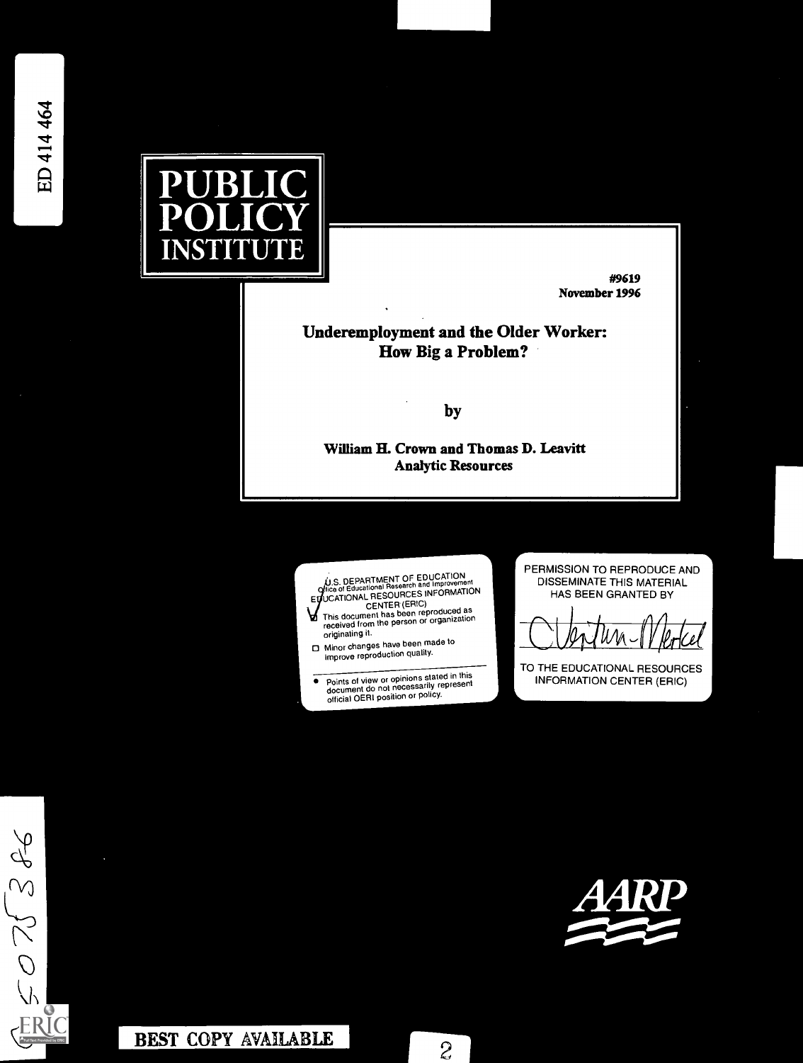ED 414 464

# PUBLIC POLICY INSTITUTE

**#9619**
**November 1996**

## Underemployment and the Older Worker: How Big a Problem?

by

**William H. Crown and Thomas D. Leavitt**
**Analytic Resources**

U.S. DEPARTMENT OF EDUCATION
Office of Educational Research and Improvement
EDUCATIONAL RESOURCES INFORMATION CENTER (ERIC)

- [x] This document has been reproduced as received from the person or organization originating it.
- [ ] Minor changes have been made to improve reproduction quality.

- Points of view or opinions stated in this document do not necessarily represent official OERI position or policy.

PERMISSION TO REPRODUCE AND DISSEMINATE THIS MATERIAL HAS BEEN GRANTED BY

C. Ventura-Merkel

TO THE EDUCATIONAL RESOURCES INFORMATION CENTER (ERIC)

CE 075 386

AARP

BEST COPY AVAILABLE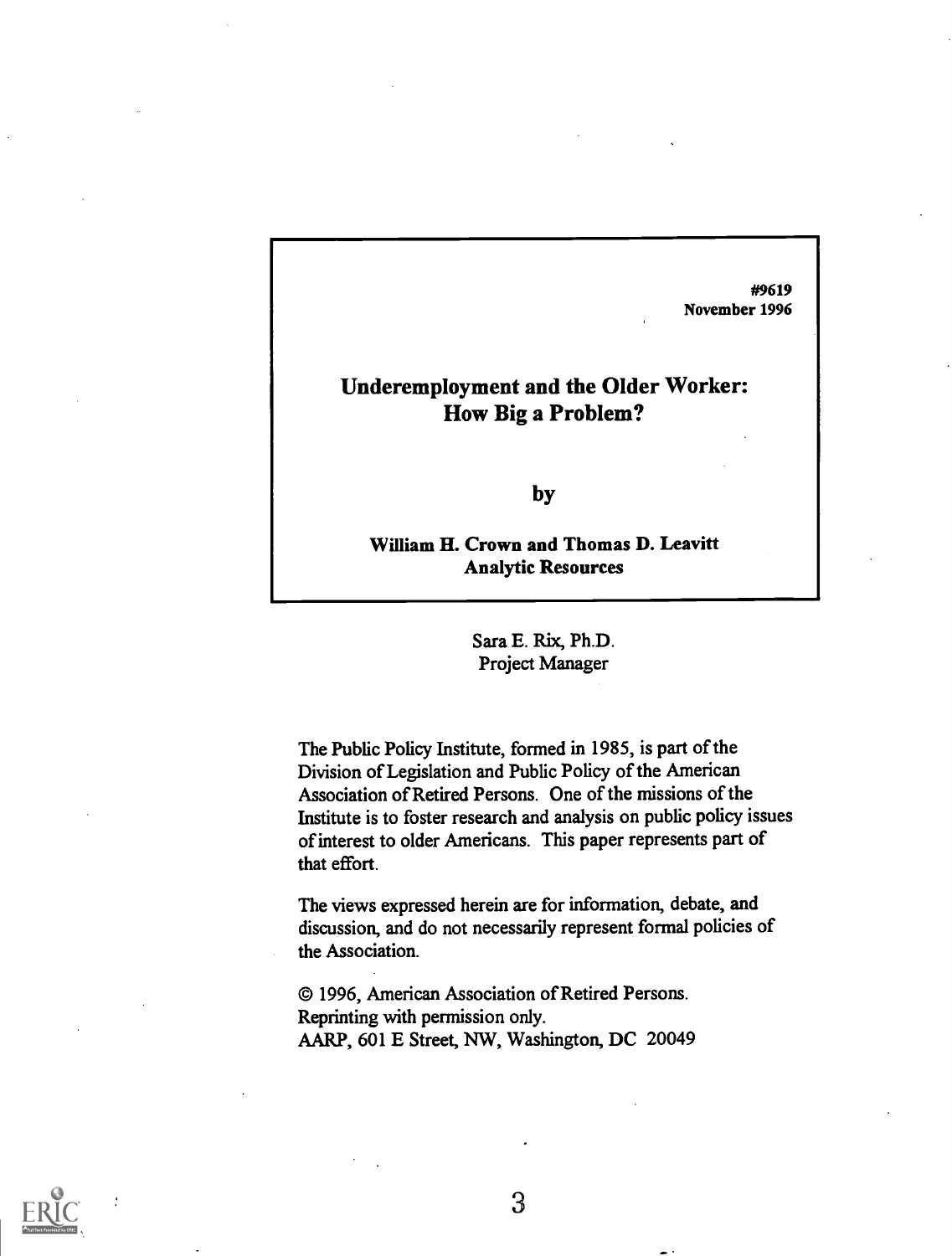#9619
November 1996

# Underemployment and the Older Worker: How Big a Problem?

by

**William H. Crown and Thomas D. Leavitt**
**Analytic Resources**

Sara E. Rix, Ph.D.
Project Manager

The Public Policy Institute, formed in 1985, is part of the Division of Legislation and Public Policy of the American Association of Retired Persons. One of the missions of the Institute is to foster research and analysis on public policy issues of interest to older Americans. This paper represents part of that effort.

The views expressed herein are for information, debate, and discussion, and do not necessarily represent formal policies of the Association.

© 1996, American Association of Retired Persons.
Reprinting with permission only.
AARP, 601 E Street, NW, Washington, DC 20049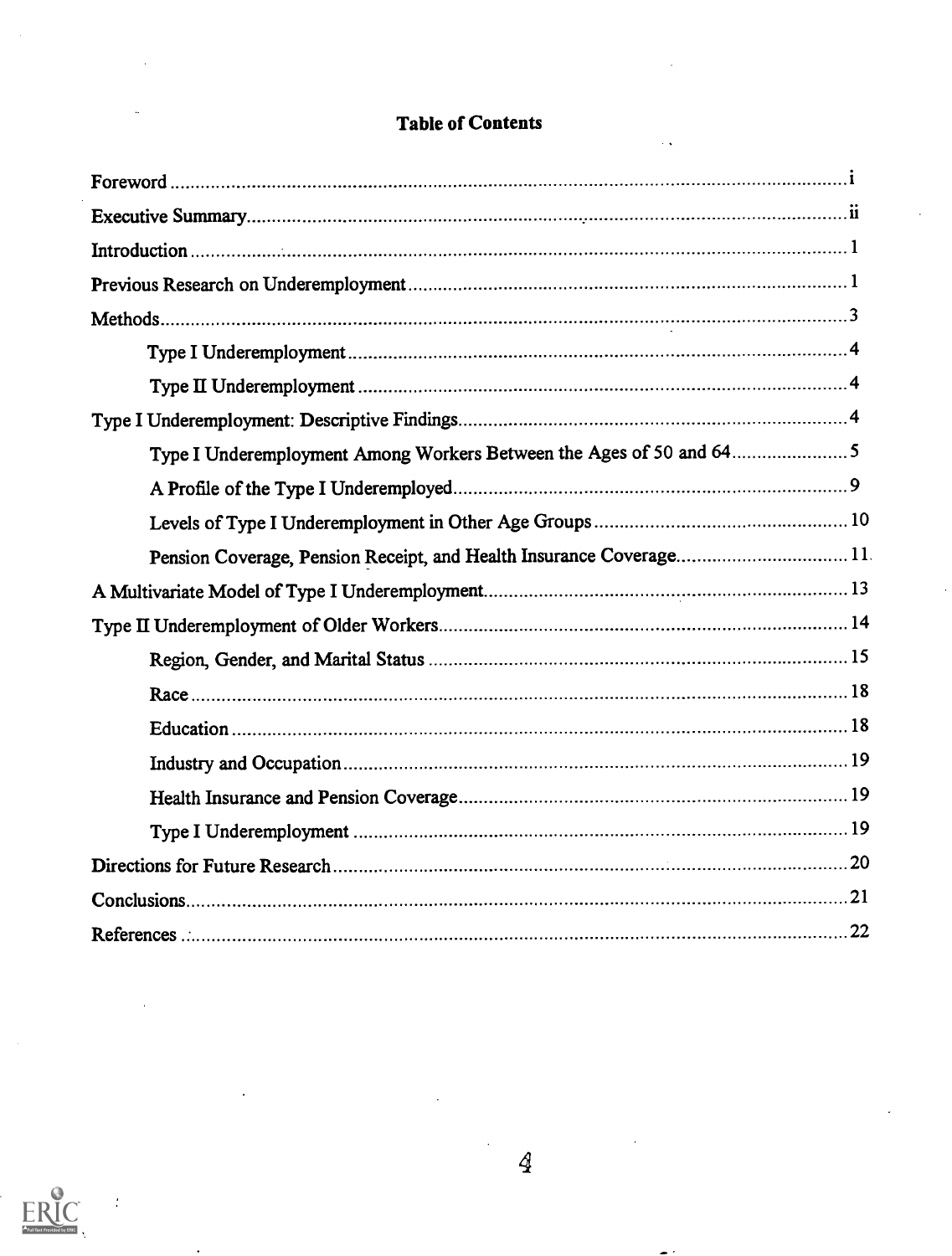# Table of Contents

| | |
|---|---|
| Foreword | i |
| Executive Summary | ii |
| Introduction | 1 |
| Previous Research on Underemployment | 1 |
| Methods | 3 |
| Type I Underemployment | 4 |
| Type II Underemployment | 4 |
| Type I Underemployment: Descriptive Findings | 4 |
| Type I Underemployment Among Workers Between the Ages of 50 and 64 | 5 |
| A Profile of the Type I Underemployed | 9 |
| Levels of Type I Underemployment in Other Age Groups | 10 |
| Pension Coverage, Pension Receipt, and Health Insurance Coverage | 11 |
| A Multivariate Model of Type I Underemployment | 13 |
| Type II Underemployment of Older Workers | 14 |
| Region, Gender, and Marital Status | 15 |
| Race | 18 |
| Education | 18 |
| Industry and Occupation | 19 |
| Health Insurance and Pension Coverage | 19 |
| Type I Underemployment | 19 |
| Directions for Future Research | 20 |
| Conclusions | 21 |
| References | 22 |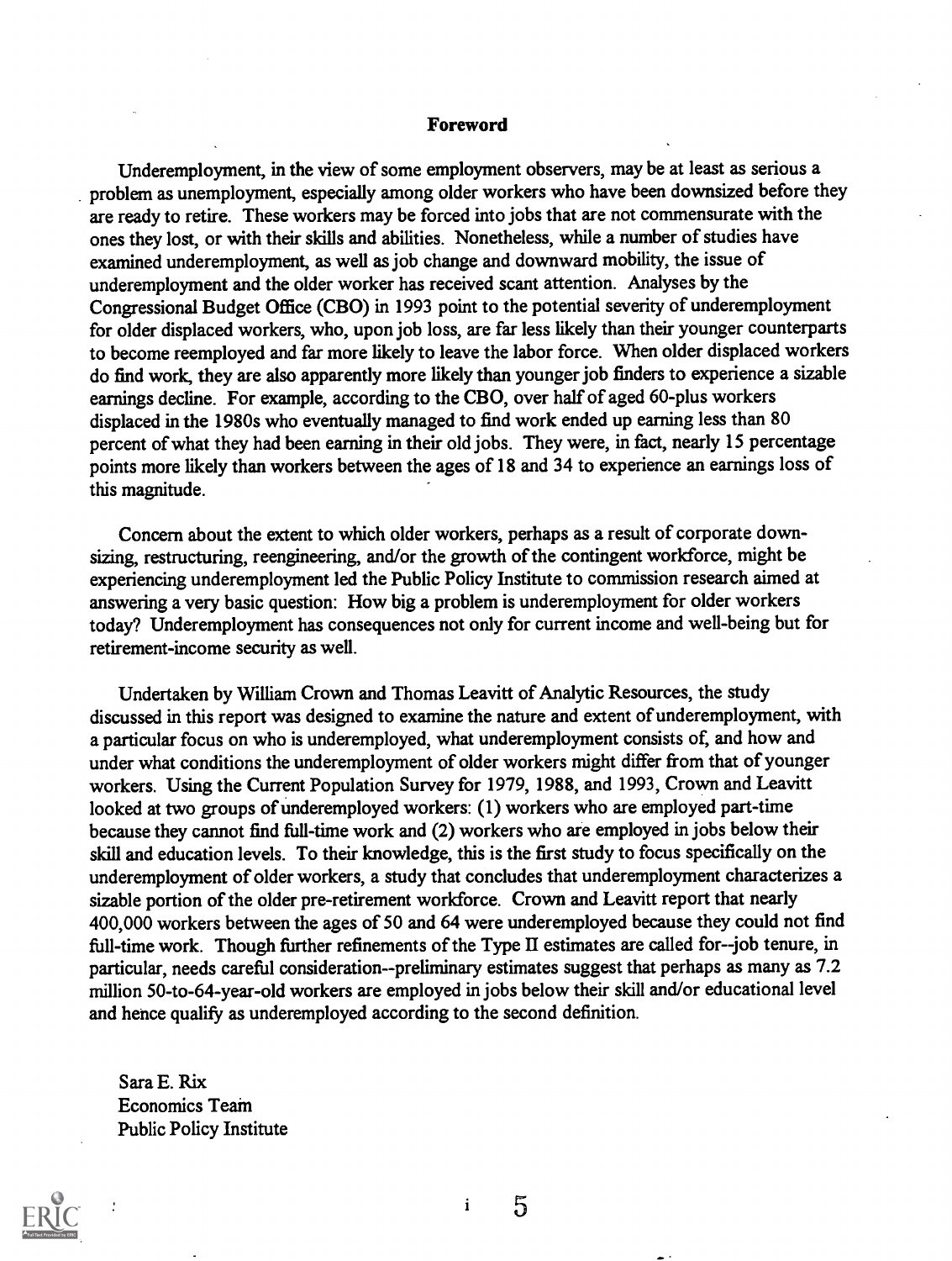# Foreword

Underemployment, in the view of some employment observers, may be at least as serious a problem as unemployment, especially among older workers who have been downsized before they are ready to retire. These workers may be forced into jobs that are not commensurate with the ones they lost, or with their skills and abilities. Nonetheless, while a number of studies have examined underemployment, as well as job change and downward mobility, the issue of underemployment and the older worker has received scant attention. Analyses by the Congressional Budget Office (CBO) in 1993 point to the potential severity of underemployment for older displaced workers, who, upon job loss, are far less likely than their younger counterparts to become reemployed and far more likely to leave the labor force. When older displaced workers do find work, they are also apparently more likely than younger job finders to experience a sizable earnings decline. For example, according to the CBO, over half of aged 60-plus workers displaced in the 1980s who eventually managed to find work ended up earning less than 80 percent of what they had been earning in their old jobs. They were, in fact, nearly 15 percentage points more likely than workers between the ages of 18 and 34 to experience an earnings loss of this magnitude.

Concern about the extent to which older workers, perhaps as a result of corporate downsizing, restructuring, reengineering, and/or the growth of the contingent workforce, might be experiencing underemployment led the Public Policy Institute to commission research aimed at answering a very basic question: How big a problem is underemployment for older workers today? Underemployment has consequences not only for current income and well-being but for retirement-income security as well.

Undertaken by William Crown and Thomas Leavitt of Analytic Resources, the study discussed in this report was designed to examine the nature and extent of underemployment, with a particular focus on who is underemployed, what underemployment consists of, and how and under what conditions the underemployment of older workers might differ from that of younger workers. Using the Current Population Survey for 1979, 1988, and 1993, Crown and Leavitt looked at two groups of underemployed workers: (1) workers who are employed part-time because they cannot find full-time work and (2) workers who are employed in jobs below their skill and education levels. To their knowledge, this is the first study to focus specifically on the underemployment of older workers, a study that concludes that underemployment characterizes a sizable portion of the older pre-retirement workforce. Crown and Leavitt report that nearly 400,000 workers between the ages of 50 and 64 were underemployed because they could not find full-time work. Though further refinements of the Type II estimates are called for--job tenure, in particular, needs careful consideration--preliminary estimates suggest that perhaps as many as 7.2 million 50-to-64-year-old workers are employed in jobs below their skill and/or educational level and hence qualify as underemployed according to the second definition.

Sara E. Rix
Economics Team
Public Policy Institute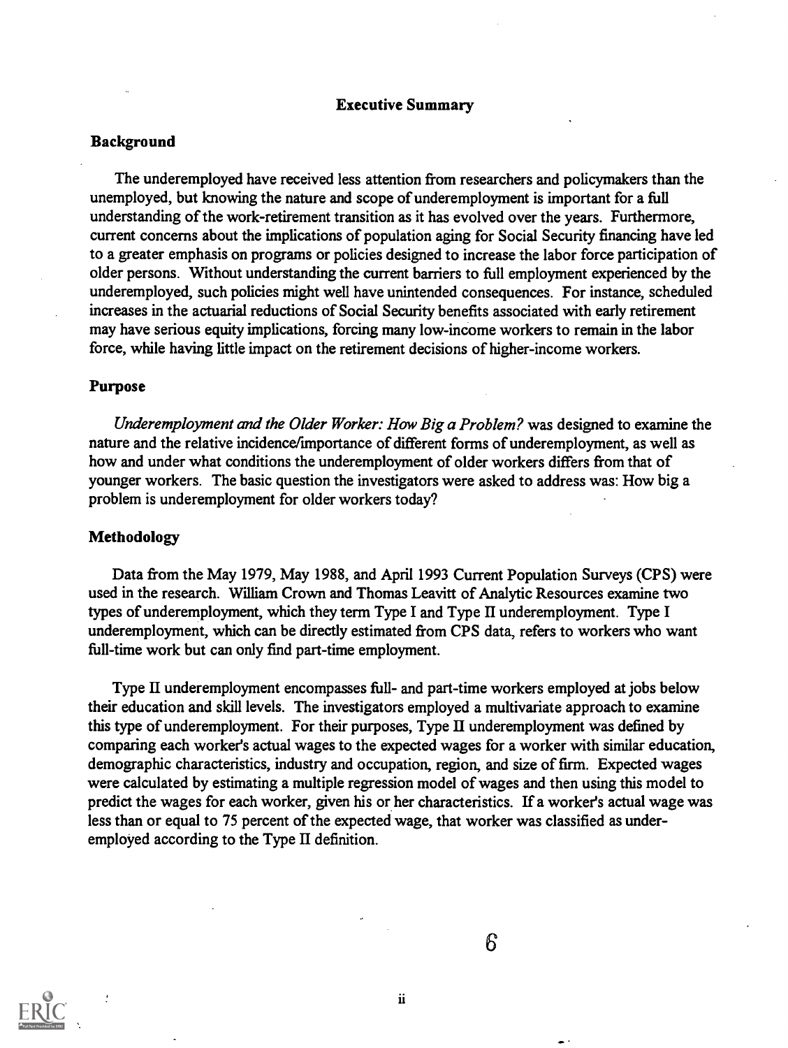## Executive Summary

### Background

The underemployed have received less attention from researchers and policymakers than the unemployed, but knowing the nature and scope of underemployment is important for a full understanding of the work-retirement transition as it has evolved over the years. Furthermore, current concerns about the implications of population aging for Social Security financing have led to a greater emphasis on programs or policies designed to increase the labor force participation of older persons. Without understanding the current barriers to full employment experienced by the underemployed, such policies might well have unintended consequences. For instance, scheduled increases in the actuarial reductions of Social Security benefits associated with early retirement may have serious equity implications, forcing many low-income workers to remain in the labor force, while having little impact on the retirement decisions of higher-income workers.

### Purpose

*Underemployment and the Older Worker: How Big a Problem?* was designed to examine the nature and the relative incidence/importance of different forms of underemployment, as well as how and under what conditions the underemployment of older workers differs from that of younger workers. The basic question the investigators were asked to address was: How big a problem is underemployment for older workers today?

### Methodology

Data from the May 1979, May 1988, and April 1993 Current Population Surveys (CPS) were used in the research. William Crown and Thomas Leavitt of Analytic Resources examine two types of underemployment, which they term Type I and Type II underemployment. Type I underemployment, which can be directly estimated from CPS data, refers to workers who want full-time work but can only find part-time employment.

Type II underemployment encompasses full- and part-time workers employed at jobs below their education and skill levels. The investigators employed a multivariate approach to examine this type of underemployment. For their purposes, Type II underemployment was defined by comparing each worker's actual wages to the expected wages for a worker with similar education, demographic characteristics, industry and occupation, region, and size of firm. Expected wages were calculated by estimating a multiple regression model of wages and then using this model to predict the wages for each worker, given his or her characteristics. If a worker's actual wage was less than or equal to 75 percent of the expected wage, that worker was classified as underemployed according to the Type II definition.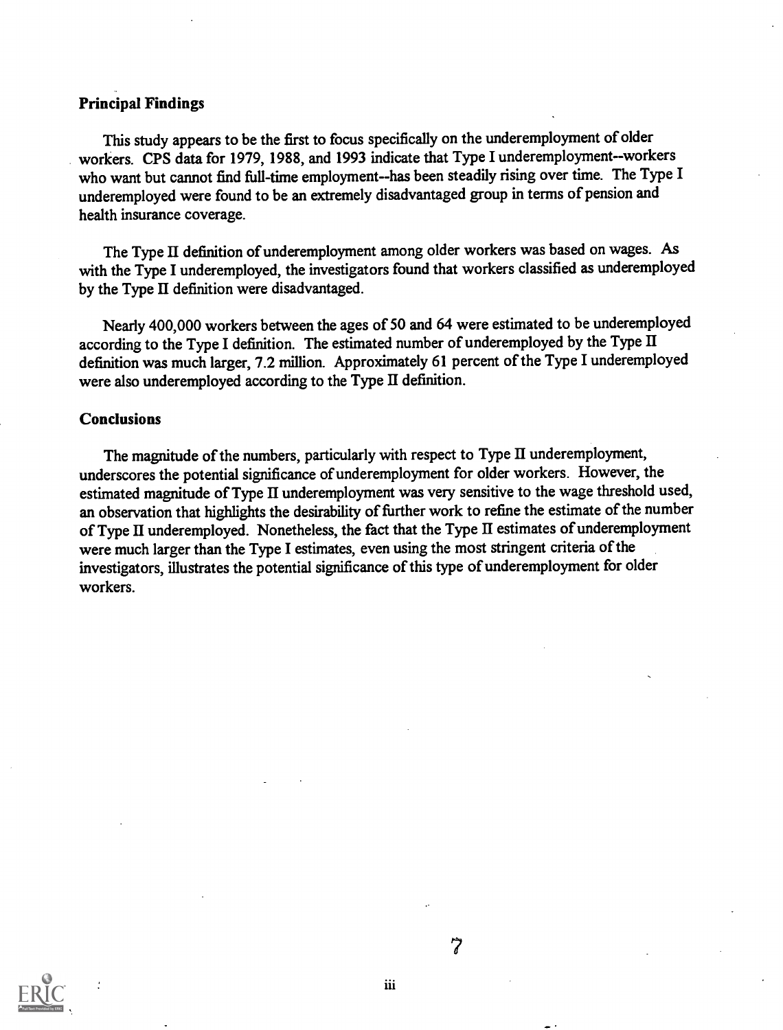**Principal Findings**

This study appears to be the first to focus specifically on the underemployment of older workers. CPS data for 1979, 1988, and 1993 indicate that Type I underemployment--workers who want but cannot find full-time employment--has been steadily rising over time. The Type I underemployed were found to be an extremely disadvantaged group in terms of pension and health insurance coverage.

The Type II definition of underemployment among older workers was based on wages. As with the Type I underemployed, the investigators found that workers classified as underemployed by the Type II definition were disadvantaged.

Nearly 400,000 workers between the ages of 50 and 64 were estimated to be underemployed according to the Type I definition. The estimated number of underemployed by the Type II definition was much larger, 7.2 million. Approximately 61 percent of the Type I underemployed were also underemployed according to the Type II definition.

**Conclusions**

The magnitude of the numbers, particularly with respect to Type II underemployment, underscores the potential significance of underemployment for older workers. However, the estimated magnitude of Type II underemployment was very sensitive to the wage threshold used, an observation that highlights the desirability of further work to refine the estimate of the number of Type II underemployed. Nonetheless, the fact that the Type II estimates of underemployment were much larger than the Type I estimates, even using the most stringent criteria of the investigators, illustrates the potential significance of this type of underemployment for older workers.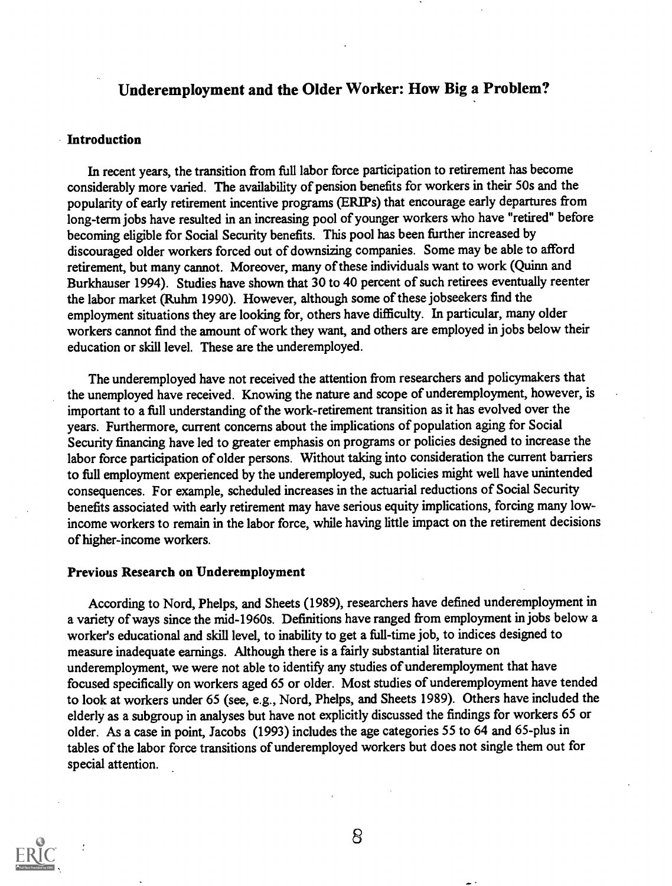## Underemployment and the Older Worker: How Big a Problem?

### Introduction

In recent years, the transition from full labor force participation to retirement has become considerably more varied. The availability of pension benefits for workers in their 50s and the popularity of early retirement incentive programs (ERIPs) that encourage early departures from long-term jobs have resulted in an increasing pool of younger workers who have "retired" before becoming eligible for Social Security benefits. This pool has been further increased by discouraged older workers forced out of downsizing companies. Some may be able to afford retirement, but many cannot. Moreover, many of these individuals want to work (Quinn and Burkhauser 1994). Studies have shown that 30 to 40 percent of such retirees eventually reenter the labor market (Ruhm 1990). However, although some of these jobseekers find the employment situations they are looking for, others have difficulty. In particular, many older workers cannot find the amount of work they want, and others are employed in jobs below their education or skill level. These are the underemployed.

The underemployed have not received the attention from researchers and policymakers that the unemployed have received. Knowing the nature and scope of underemployment, however, is important to a full understanding of the work-retirement transition as it has evolved over the years. Furthermore, current concerns about the implications of population aging for Social Security financing have led to greater emphasis on programs or policies designed to increase the labor force participation of older persons. Without taking into consideration the current barriers to full employment experienced by the underemployed, such policies might well have unintended consequences. For example, scheduled increases in the actuarial reductions of Social Security benefits associated with early retirement may have serious equity implications, forcing many low-income workers to remain in the labor force, while having little impact on the retirement decisions of higher-income workers.

### Previous Research on Underemployment

According to Nord, Phelps, and Sheets (1989), researchers have defined underemployment in a variety of ways since the mid-1960s. Definitions have ranged from employment in jobs below a worker's educational and skill level, to inability to get a full-time job, to indices designed to measure inadequate earnings. Although there is a fairly substantial literature on underemployment, we were not able to identify any studies of underemployment that have focused specifically on workers aged 65 or older. Most studies of underemployment have tended to look at workers under 65 (see, e.g., Nord, Phelps, and Sheets 1989). Others have included the elderly as a subgroup in analyses but have not explicitly discussed the findings for workers 65 or older. As a case in point, Jacobs (1993) includes the age categories 55 to 64 and 65-plus in tables of the labor force transitions of underemployed workers but does not single them out for special attention.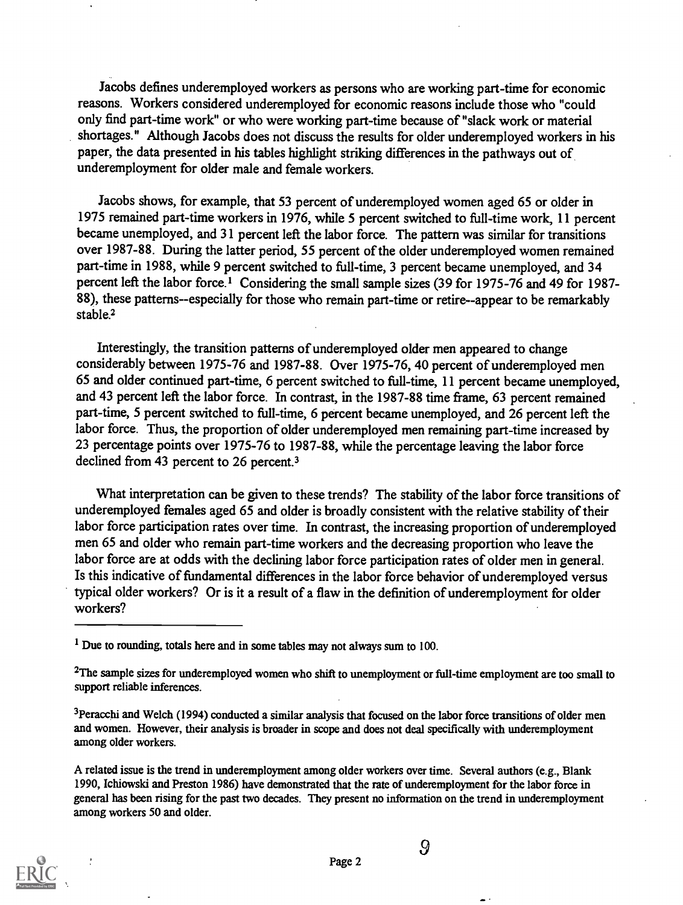Jacobs defines underemployed workers as persons who are working part-time for economic reasons. Workers considered underemployed for economic reasons include those who "could only find part-time work" or who were working part-time because of "slack work or material shortages." Although Jacobs does not discuss the results for older underemployed workers in his paper, the data presented in his tables highlight striking differences in the pathways out of underemployment for older male and female workers.

Jacobs shows, for example, that 53 percent of underemployed women aged 65 or older in 1975 remained part-time workers in 1976, while 5 percent switched to full-time work, 11 percent became unemployed, and 31 percent left the labor force. The pattern was similar for transitions over 1987-88. During the latter period, 55 percent of the older underemployed women remained part-time in 1988, while 9 percent switched to full-time, 3 percent became unemployed, and 34 percent left the labor force.[1] Considering the small sample sizes (39 for 1975-76 and 49 for 1987-88), these patterns--especially for those who remain part-time or retire--appear to be remarkably stable.[2]

Interestingly, the transition patterns of underemployed older men appeared to change considerably between 1975-76 and 1987-88. Over 1975-76, 40 percent of underemployed men 65 and older continued part-time, 6 percent switched to full-time, 11 percent became unemployed, and 43 percent left the labor force. In contrast, in the 1987-88 time frame, 63 percent remained part-time, 5 percent switched to full-time, 6 percent became unemployed, and 26 percent left the labor force. Thus, the proportion of older underemployed men remaining part-time increased by 23 percentage points over 1975-76 to 1987-88, while the percentage leaving the labor force declined from 43 percent to 26 percent.[3]

What interpretation can be given to these trends? The stability of the labor force transitions of underemployed females aged 65 and older is broadly consistent with the relative stability of their labor force participation rates over time. In contrast, the increasing proportion of underemployed men 65 and older who remain part-time workers and the decreasing proportion who leave the labor force are at odds with the declining labor force participation rates of older men in general. Is this indicative of fundamental differences in the labor force behavior of underemployed versus typical older workers? Or is it a result of a flaw in the definition of underemployment for older workers?

---

[1] Due to rounding, totals here and in some tables may not always sum to 100.

[2] The sample sizes for underemployed women who shift to unemployment or full-time employment are too small to support reliable inferences.

[3] Peracchi and Welch (1994) conducted a similar analysis that focused on the labor force transitions of older men and women. However, their analysis is broader in scope and does not deal specifically with underemployment among older workers.

A related issue is the trend in underemployment among older workers over time. Several authors (e.g., Blank 1990, Ichiowski and Preston 1986) have demonstrated that the rate of underemployment for the labor force in general has been rising for the past two decades. They present no information on the trend in underemployment among workers 50 and older.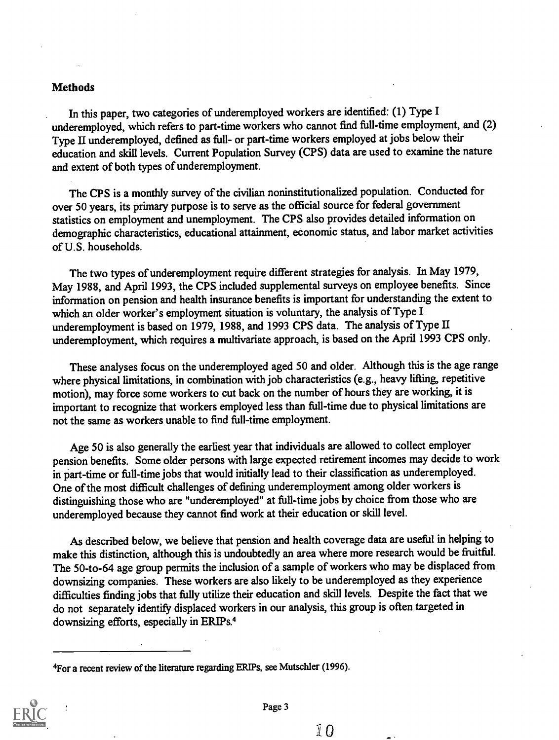## Methods

In this paper, two categories of underemployed workers are identified: (1) Type I underemployed, which refers to part-time workers who cannot find full-time employment, and (2) Type II underemployed, defined as full- or part-time workers employed at jobs below their education and skill levels. Current Population Survey (CPS) data are used to examine the nature and extent of both types of underemployment.

The CPS is a monthly survey of the civilian noninstitutionalized population. Conducted for over 50 years, its primary purpose is to serve as the official source for federal government statistics on employment and unemployment. The CPS also provides detailed information on demographic characteristics, educational attainment, economic status, and labor market activities of U.S. households.

The two types of underemployment require different strategies for analysis. In May 1979, May 1988, and April 1993, the CPS included supplemental surveys on employee benefits. Since information on pension and health insurance benefits is important for understanding the extent to which an older worker's employment situation is voluntary, the analysis of Type I underemployment is based on 1979, 1988, and 1993 CPS data. The analysis of Type II underemployment, which requires a multivariate approach, is based on the April 1993 CPS only.

These analyses focus on the underemployed aged 50 and older. Although this is the age range where physical limitations, in combination with job characteristics (e.g., heavy lifting, repetitive motion), may force some workers to cut back on the number of hours they are working, it is important to recognize that workers employed less than full-time due to physical limitations are not the same as workers unable to find full-time employment.

Age 50 is also generally the earliest year that individuals are allowed to collect employer pension benefits. Some older persons with large expected retirement incomes may decide to work in part-time or full-time jobs that would initially lead to their classification as underemployed. One of the most difficult challenges of defining underemployment among older workers is distinguishing those who are "underemployed" at full-time jobs by choice from those who are underemployed because they cannot find work at their education or skill level.

As described below, we believe that pension and health coverage data are useful in helping to make this distinction, although this is undoubtedly an area where more research would be fruitful. The 50-to-64 age group permits the inclusion of a sample of workers who may be displaced from downsizing companies. These workers are also likely to be underemployed as they experience difficulties finding jobs that fully utilize their education and skill levels. Despite the fact that we do not separately identify displaced workers in our analysis, this group is often targeted in downsizing efforts, especially in ERIPs.[4]

---

[4] For a recent review of the literature regarding ERIPs, see Mutschler (1996).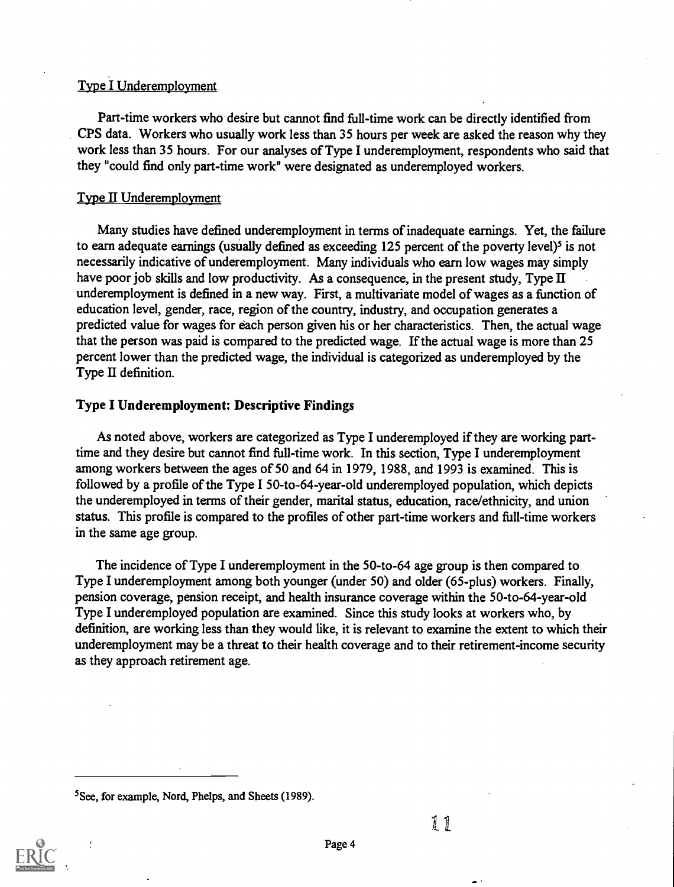Type I Underemployment

Part-time workers who desire but cannot find full-time work can be directly identified from CPS data. Workers who usually work less than 35 hours per week are asked the reason why they work less than 35 hours. For our analyses of Type I underemployment, respondents who said that they "could find only part-time work" were designated as underemployed workers.

Type II Underemployment

Many studies have defined underemployment in terms of inadequate earnings. Yet, the failure to earn adequate earnings (usually defined as exceeding 125 percent of the poverty level)[5] is not necessarily indicative of underemployment. Many individuals who earn low wages may simply have poor job skills and low productivity. As a consequence, in the present study, Type II underemployment is defined in a new way. First, a multivariate model of wages as a function of education level, gender, race, region of the country, industry, and occupation generates a predicted value for wages for each person given his or her characteristics. Then, the actual wage that the person was paid is compared to the predicted wage. If the actual wage is more than 25 percent lower than the predicted wage, the individual is categorized as underemployed by the Type II definition.

## Type I Underemployment: Descriptive Findings

As noted above, workers are categorized as Type I underemployed if they are working part-time and they desire but cannot find full-time work. In this section, Type I underemployment among workers between the ages of 50 and 64 in 1979, 1988, and 1993 is examined. This is followed by a profile of the Type I 50-to-64-year-old underemployed population, which depicts the underemployed in terms of their gender, marital status, education, race/ethnicity, and union status. This profile is compared to the profiles of other part-time workers and full-time workers in the same age group.

The incidence of Type I underemployment in the 50-to-64 age group is then compared to Type I underemployment among both younger (under 50) and older (65-plus) workers. Finally, pension coverage, pension receipt, and health insurance coverage within the 50-to-64-year-old Type I underemployed population are examined. Since this study looks at workers who, by definition, are working less than they would like, it is relevant to examine the extent to which their underemployment may be a threat to their health coverage and to their retirement-income security as they approach retirement age.

---

[5]See, for example, Nord, Phelps, and Sheets (1989).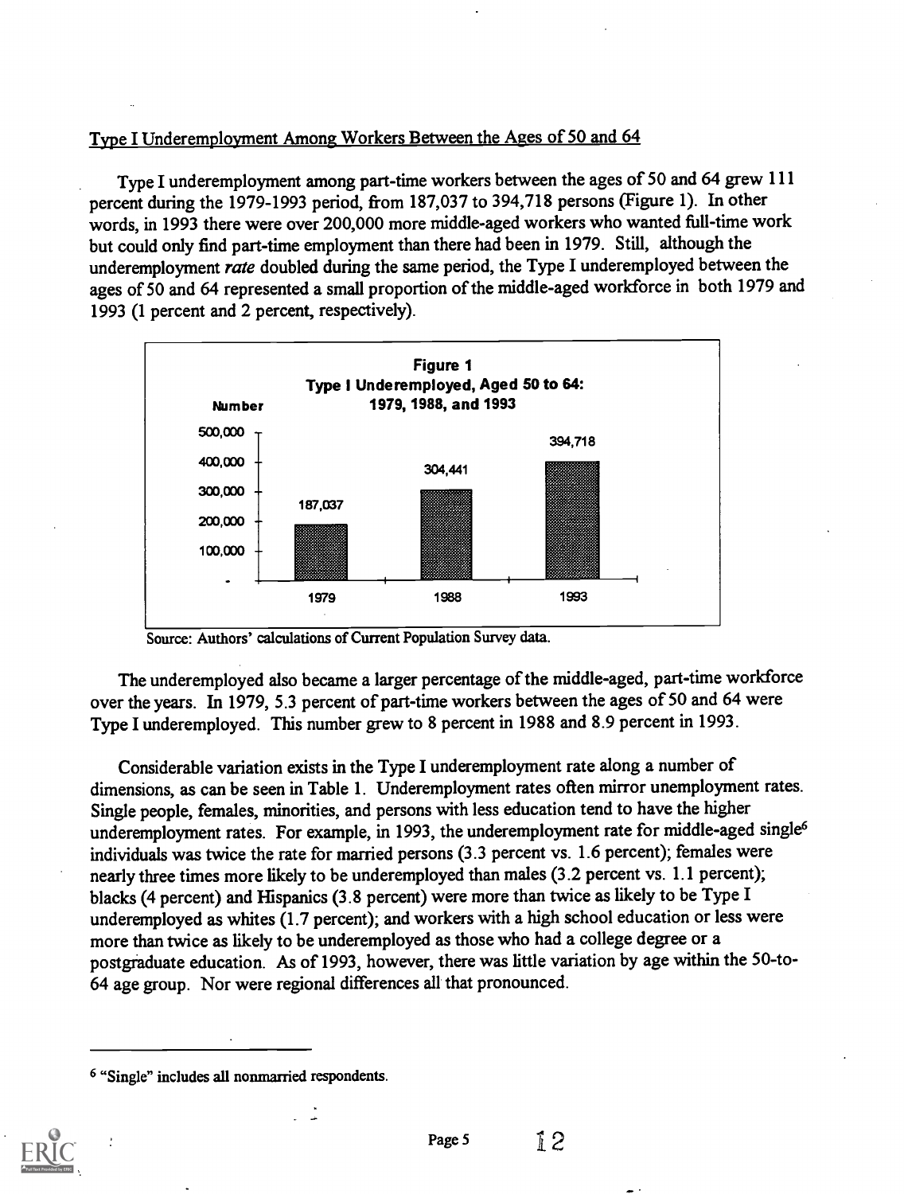## Type I Underemployment Among Workers Between the Ages of 50 and 64

Type I underemployment among part-time workers between the ages of 50 and 64 grew 111 percent during the 1979-1993 period, from 187,037 to 394,718 persons (Figure 1). In other words, in 1993 there were over 200,000 more middle-aged workers who wanted full-time work but could only find part-time employment than there had been in 1979. Still, although the underemployment *rate* doubled during the same period, the Type I underemployed between the ages of 50 and 64 represented a small proportion of the middle-aged workforce in both 1979 and 1993 (1 percent and 2 percent, respectively).

**Figure 1**
**Type I Underemployed, Aged 50 to 64: 1979, 1988, and 1993**

| Year | Number |
|---|---|
| 1979 | 187,037 |
| 1988 | 304,441 |
| 1993 | 394,718 |

Source: Authors' calculations of Current Population Survey data.

The underemployed also became a larger percentage of the middle-aged, part-time workforce over the years. In 1979, 5.3 percent of part-time workers between the ages of 50 and 64 were Type I underemployed. This number grew to 8 percent in 1988 and 8.9 percent in 1993.

Considerable variation exists in the Type I underemployment rate along a number of dimensions, as can be seen in Table 1. Underemployment rates often mirror unemployment rates. Single people, females, minorities, and persons with less education tend to have the higher underemployment rates. For example, in 1993, the underemployment rate for middle-aged single[6] individuals was twice the rate for married persons (3.3 percent vs. 1.6 percent); females were nearly three times more likely to be underemployed than males (3.2 percent vs. 1.1 percent); blacks (4 percent) and Hispanics (3.8 percent) were more than twice as likely to be Type I underemployed as whites (1.7 percent); and workers with a high school education or less were more than twice as likely to be underemployed as those who had a college degree or a postgraduate education. As of 1993, however, there was little variation by age within the 50-to-64 age group. Nor were regional differences all that pronounced.

[6] "Single" includes all nonmarried respondents.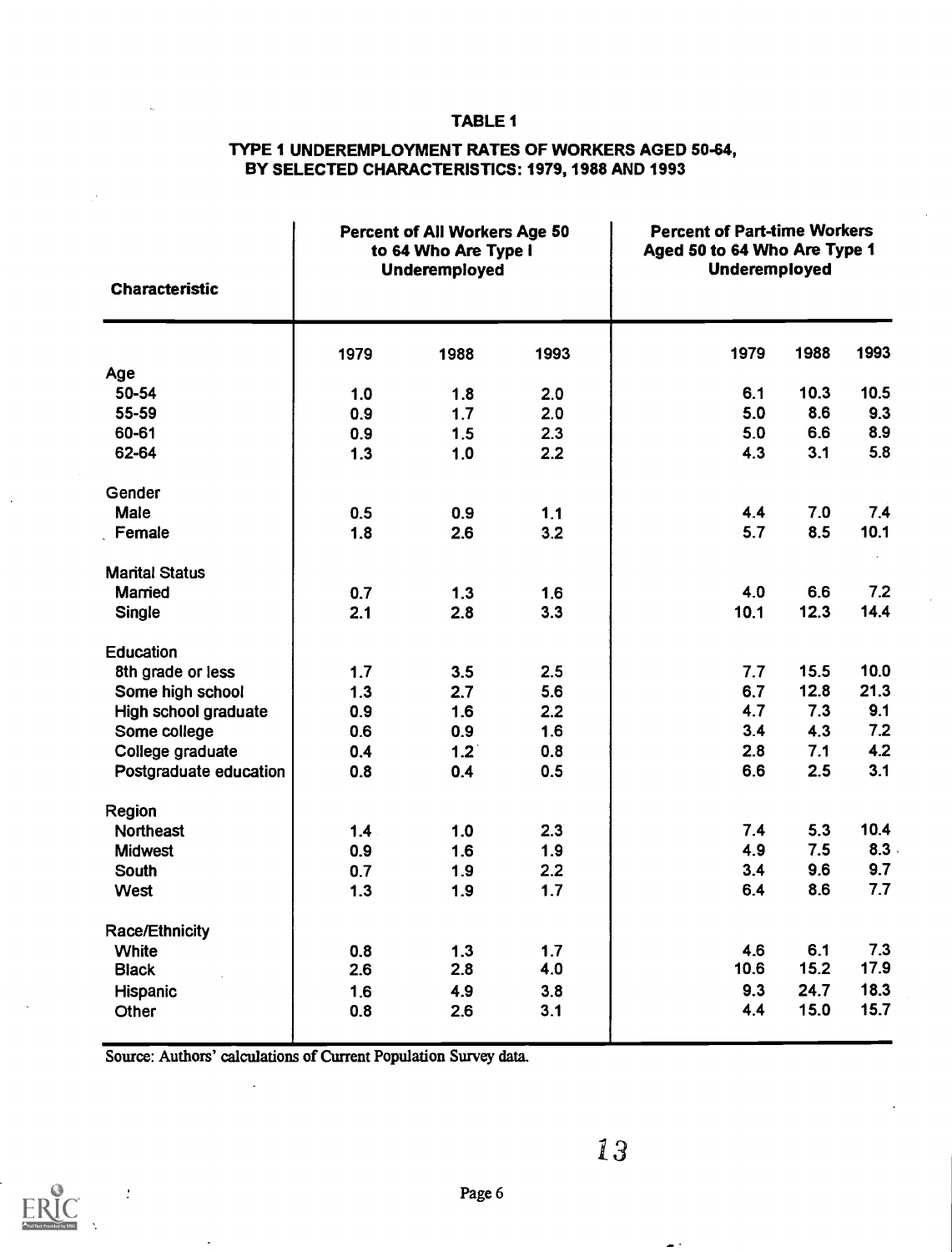### TABLE 1

### TYPE 1 UNDEREMPLOYMENT RATES OF WORKERS AGED 50-64, BY SELECTED CHARACTERISTICS: 1979, 1988 AND 1993

| Characteristic | Percent of All Workers Age 50 to 64 Who Are Type I Underemployed | | | Percent of Part-time Workers Aged 50 to 64 Who Are Type 1 Underemployed | | |
|---|---|---|---|---|---|---|
| | 1979 | 1988 | 1993 | 1979 | 1988 | 1993 |
| **Age** | | | | | | |
| 50-54 | 1.0 | 1.8 | 2.0 | 6.1 | 10.3 | 10.5 |
| 55-59 | 0.9 | 1.7 | 2.0 | 5.0 | 8.6 | 9.3 |
| 60-61 | 0.9 | 1.5 | 2.3 | 5.0 | 6.6 | 8.9 |
| 62-64 | 1.3 | 1.0 | 2.2 | 4.3 | 3.1 | 5.8 |
| **Gender** | | | | | | |
| Male | 0.5 | 0.9 | 1.1 | 4.4 | 7.0 | 7.4 |
| Female | 1.8 | 2.6 | 3.2 | 5.7 | 8.5 | 10.1 |
| **Marital Status** | | | | | | |
| Married | 0.7 | 1.3 | 1.6 | 4.0 | 6.6 | 7.2 |
| Single | 2.1 | 2.8 | 3.3 | 10.1 | 12.3 | 14.4 |
| **Education** | | | | | | |
| 8th grade or less | 1.7 | 3.5 | 2.5 | 7.7 | 15.5 | 10.0 |
| Some high school | 1.3 | 2.7 | 5.6 | 6.7 | 12.8 | 21.3 |
| High school graduate | 0.9 | 1.6 | 2.2 | 4.7 | 7.3 | 9.1 |
| Some college | 0.6 | 0.9 | 1.6 | 3.4 | 4.3 | 7.2 |
| College graduate | 0.4 | 1.2 | 0.8 | 2.8 | 7.1 | 4.2 |
| Postgraduate education | 0.8 | 0.4 | 0.5 | 6.6 | 2.5 | 3.1 |
| **Region** | | | | | | |
| Northeast | 1.4 | 1.0 | 2.3 | 7.4 | 5.3 | 10.4 |
| Midwest | 0.9 | 1.6 | 1.9 | 4.9 | 7.5 | 8.3 |
| South | 0.7 | 1.9 | 2.2 | 3.4 | 9.6 | 9.7 |
| West | 1.3 | 1.9 | 1.7 | 6.4 | 8.6 | 7.7 |
| **Race/Ethnicity** | | | | | | |
| White | 0.8 | 1.3 | 1.7 | 4.6 | 6.1 | 7.3 |
| Black | 2.6 | 2.8 | 4.0 | 10.6 | 15.2 | 17.9 |
| Hispanic | 1.6 | 4.9 | 3.8 | 9.3 | 24.7 | 18.3 |
| Other | 0.8 | 2.6 | 3.1 | 4.4 | 15.0 | 15.7 |

Source: Authors' calculations of Current Population Survey data.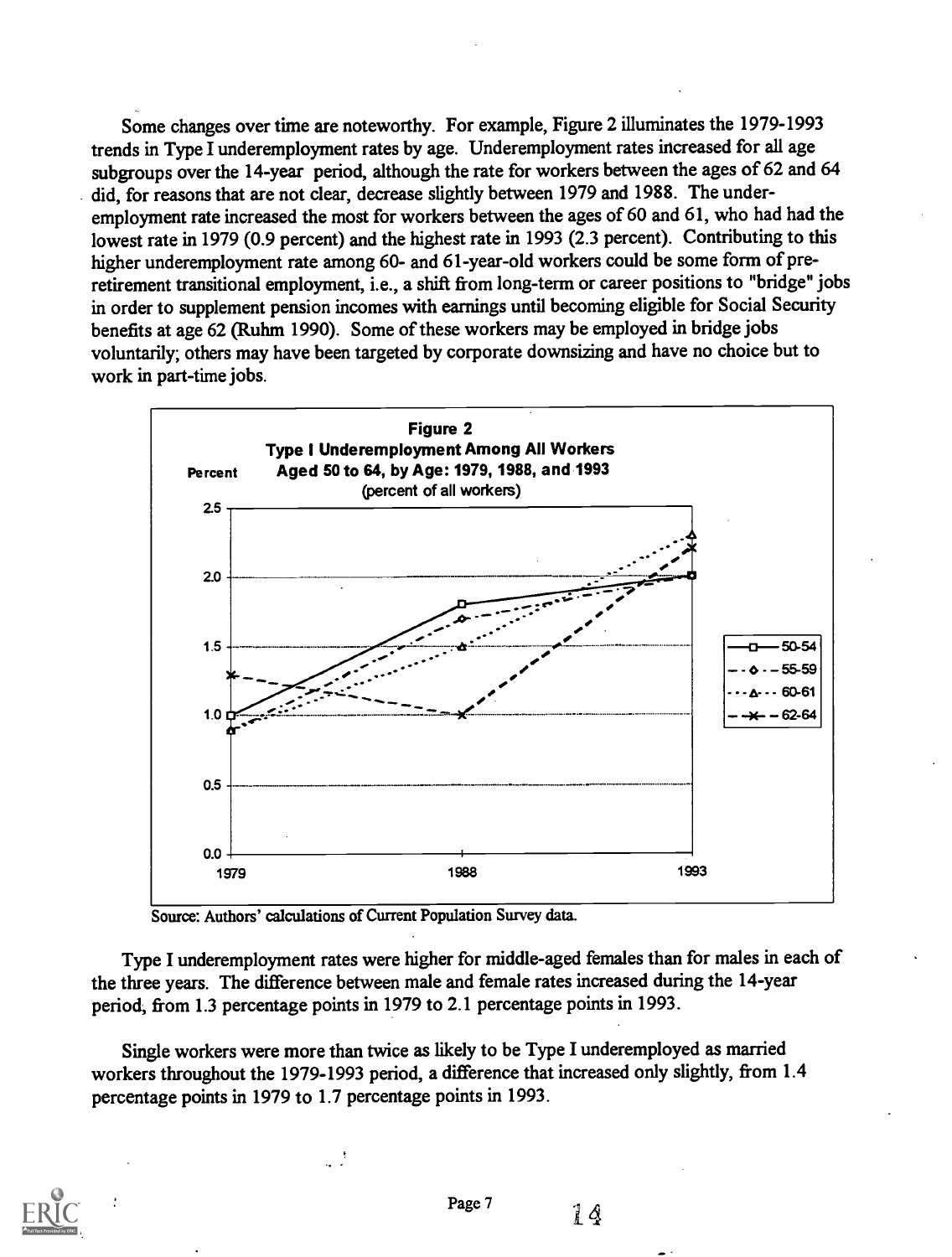Some changes over time are noteworthy. For example, Figure 2 illuminates the 1979-1993 trends in Type I underemployment rates by age. Underemployment rates increased for all age subgroups over the 14-year period, although the rate for workers between the ages of 62 and 64 did, for reasons that are not clear, decrease slightly between 1979 and 1988. The under-employment rate increased the most for workers between the ages of 60 and 61, who had had the lowest rate in 1979 (0.9 percent) and the highest rate in 1993 (2.3 percent). Contributing to this higher underemployment rate among 60- and 61-year-old workers could be some form of pre-retirement transitional employment, i.e., a shift from long-term or career positions to "bridge" jobs in order to supplement pension incomes with earnings until becoming eligible for Social Security benefits at age 62 (Ruhm 1990). Some of these workers may be employed in bridge jobs voluntarily; others may have been targeted by corporate downsizing and have no choice but to work in part-time jobs.

**Figure 2**
**Type I Underemployment Among All Workers Aged 50 to 64, by Age: 1979, 1988, and 1993**
(percent of all workers)

| Age | 1979 | 1988 | 1993 |
|---|---|---|---|
| 50-54 | 1.0 | 1.8 | 2.0 |
| 55-59 | 0.9 | 1.7 | 2.0 |
| 60-61 | 0.9 | 1.5 | 2.3 |
| 62-64 | 1.3 | 1.0 | 2.2 |

Source: Authors' calculations of Current Population Survey data.

Type I underemployment rates were higher for middle-aged females than for males in each of the three years. The difference between male and female rates increased during the 14-year period, from 1.3 percentage points in 1979 to 2.1 percentage points in 1993.

Single workers were more than twice as likely to be Type I underemployed as married workers throughout the 1979-1993 period, a difference that increased only slightly, from 1.4 percentage points in 1979 to 1.7 percentage points in 1993.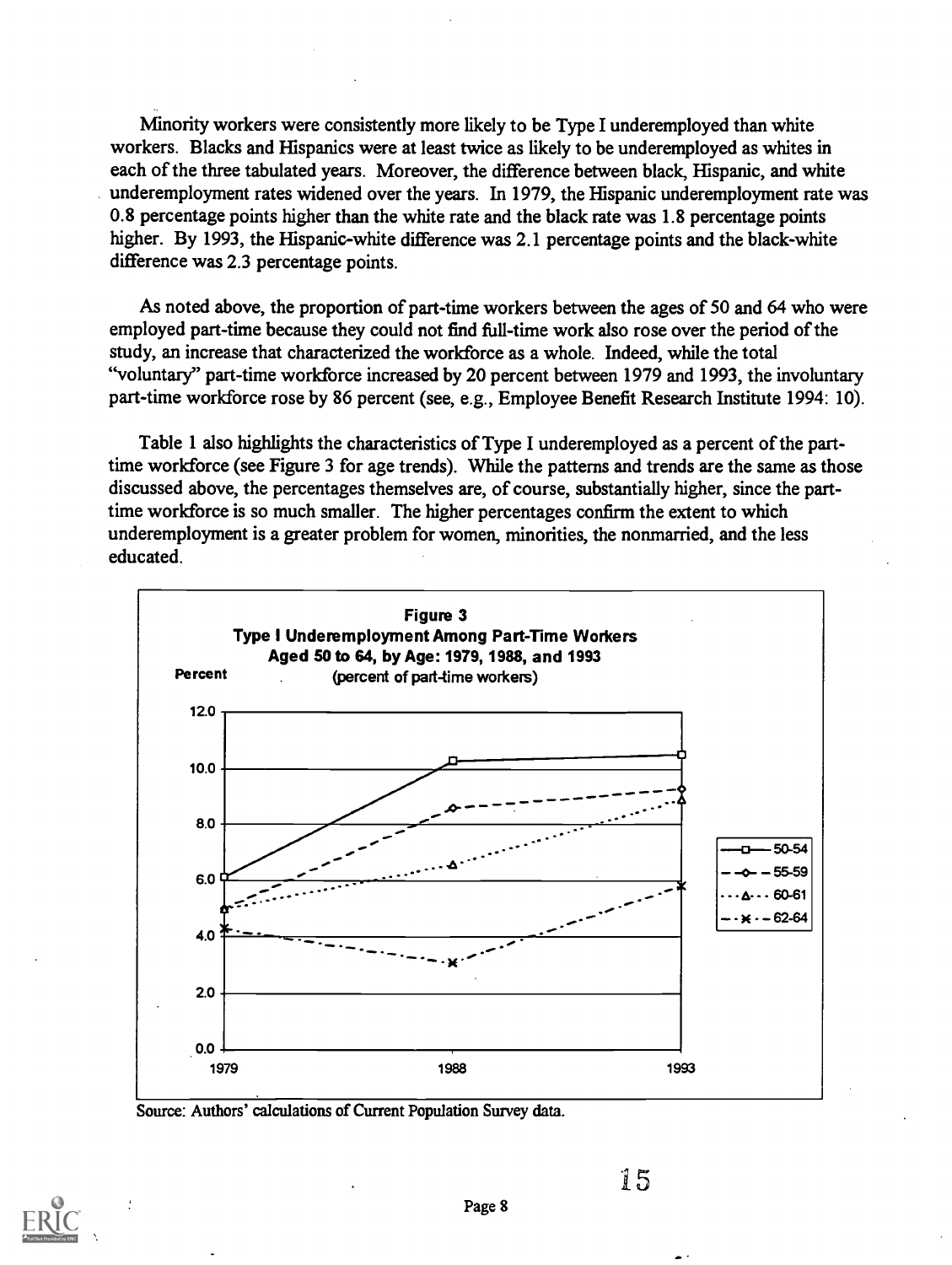Minority workers were consistently more likely to be Type I underemployed than white workers. Blacks and Hispanics were at least twice as likely to be underemployed as whites in each of the three tabulated years. Moreover, the difference between black, Hispanic, and white underemployment rates widened over the years. In 1979, the Hispanic underemployment rate was 0.8 percentage points higher than the white rate and the black rate was 1.8 percentage points higher. By 1993, the Hispanic-white difference was 2.1 percentage points and the black-white difference was 2.3 percentage points.

As noted above, the proportion of part-time workers between the ages of 50 and 64 who were employed part-time because they could not find full-time work also rose over the period of the study, an increase that characterized the workforce as a whole. Indeed, while the total "voluntary" part-time workforce increased by 20 percent between 1979 and 1993, the involuntary part-time workforce rose by 86 percent (see, e.g., Employee Benefit Research Institute 1994: 10).

Table 1 also highlights the characteristics of Type I underemployed as a percent of the part-time workforce (see Figure 3 for age trends). While the patterns and trends are the same as those discussed above, the percentages themselves are, of course, substantially higher, since the part-time workforce is so much smaller. The higher percentages confirm the extent to which underemployment is a greater problem for women, minorities, the nonmarried, and the less educated.

**Figure 3**
**Type I Underemployment Among Part-Time Workers Aged 50 to 64, by Age: 1979, 1988, and 1993**
(percent of part-time workers)

Source: Authors' calculations of Current Population Survey data.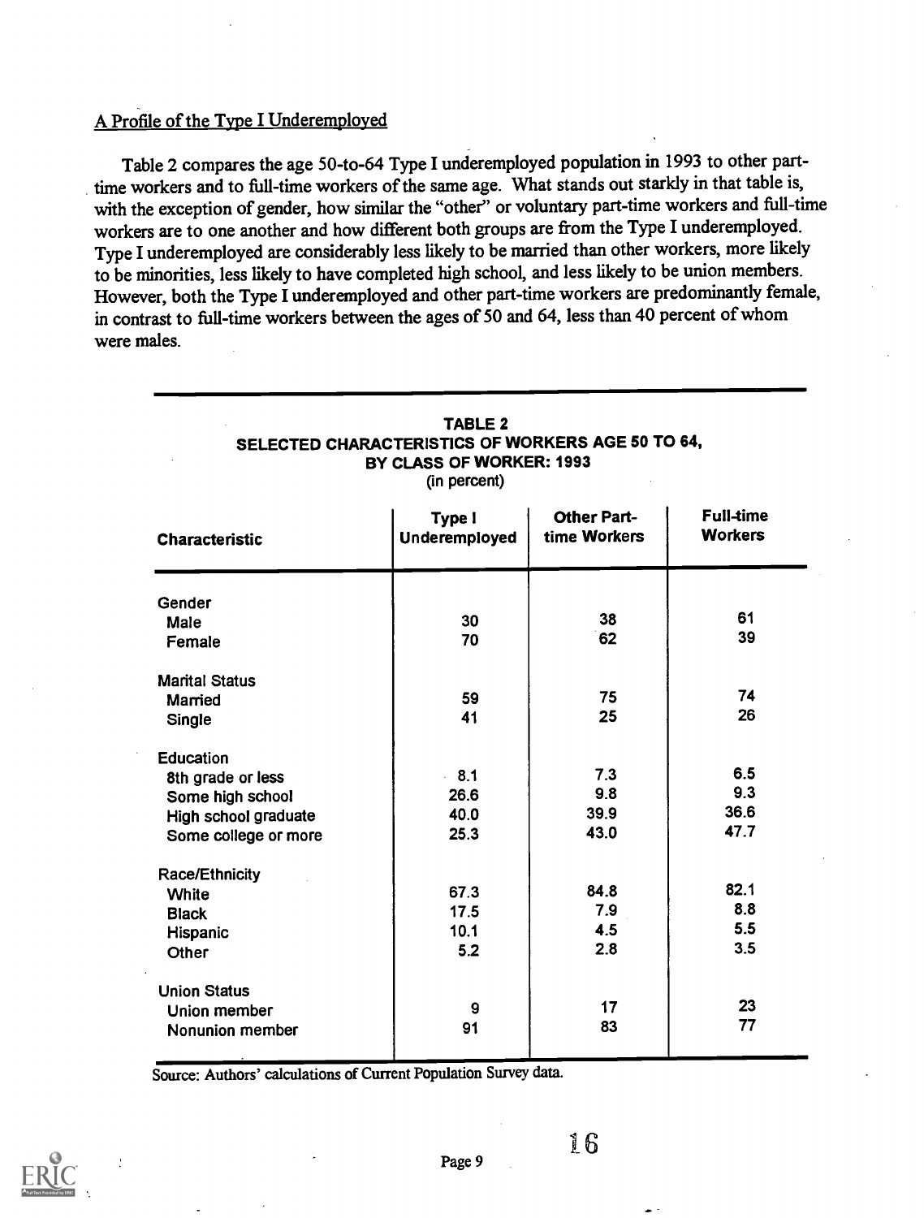A Profile of the Type I Underemployed

Table 2 compares the age 50-to-64 Type I underemployed population in 1993 to other part-time workers and to full-time workers of the same age. What stands out starkly in that table is, with the exception of gender, how similar the "other" or voluntary part-time workers and full-time workers are to one another and how different both groups are from the Type I underemployed. Type I underemployed are considerably less likely to be married than other workers, more likely to be minorities, less likely to have completed high school, and less likely to be union members. However, both the Type I underemployed and other part-time workers are predominantly female, in contrast to full-time workers between the ages of 50 and 64, less than 40 percent of whom were males.

**TABLE 2**
**SELECTED CHARACTERISTICS OF WORKERS AGE 50 TO 64, BY CLASS OF WORKER: 1993**
(in percent)

| Characteristic | Type I Underemployed | Other Part-time Workers | Full-time Workers |
|---|---|---|---|
| **Gender** | | | |
| Male | 30 | 38 | 61 |
| Female | 70 | 62 | 39 |
| **Marital Status** | | | |
| Married | 59 | 75 | 74 |
| Single | 41 | 25 | 26 |
| **Education** | | | |
| 8th grade or less | 8.1 | 7.3 | 6.5 |
| Some high school | 26.6 | 9.8 | 9.3 |
| High school graduate | 40.0 | 39.9 | 36.6 |
| Some college or more | 25.3 | 43.0 | 47.7 |
| **Race/Ethnicity** | | | |
| White | 67.3 | 84.8 | 82.1 |
| Black | 17.5 | 7.9 | 8.8 |
| Hispanic | 10.1 | 4.5 | 5.5 |
| Other | 5.2 | 2.8 | 3.5 |
| **Union Status** | | | |
| Union member | 9 | 17 | 23 |
| Nonunion member | 91 | 83 | 77 |

Source: Authors' calculations of Current Population Survey data.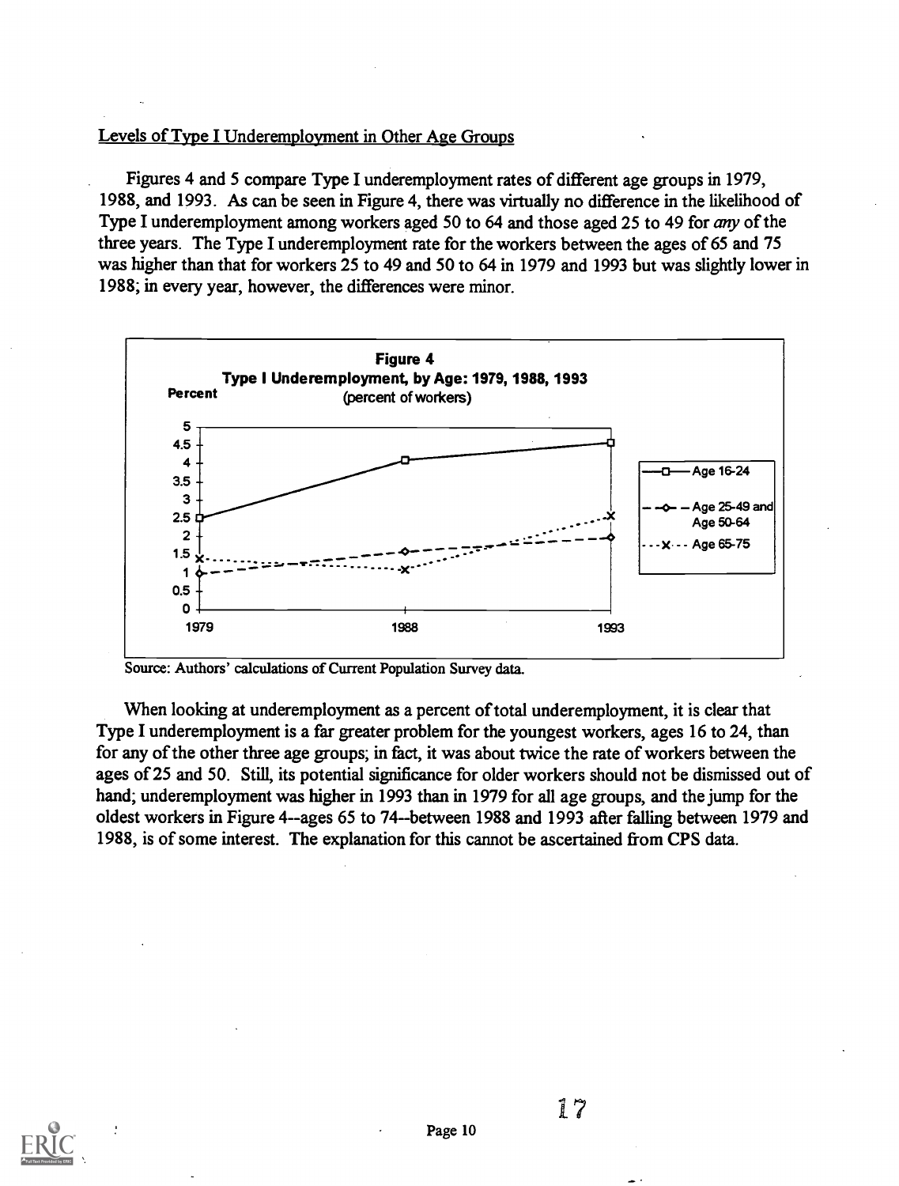Levels of Type I Underemployment in Other Age Groups

Figures 4 and 5 compare Type I underemployment rates of different age groups in 1979, 1988, and 1993. As can be seen in Figure 4, there was virtually no difference in the likelihood of Type I underemployment among workers aged 50 to 64 and those aged 25 to 49 for *any* of the three years. The Type I underemployment rate for the workers between the ages of 65 and 75 was higher than that for workers 25 to 49 and 50 to 64 in 1979 and 1993 but was slightly lower in 1988; in every year, however, the differences were minor.

**Figure 4**
**Type I Underemployment, by Age: 1979, 1988, 1993**
(percent of workers)

Source: Authors' calculations of Current Population Survey data.

When looking at underemployment as a percent of total underemployment, it is clear that Type I underemployment is a far greater problem for the youngest workers, ages 16 to 24, than for any of the other three age groups; in fact, it was about twice the rate of workers between the ages of 25 and 50. Still, its potential significance for older workers should not be dismissed out of hand; underemployment was higher in 1993 than in 1979 for all age groups, and the jump for the oldest workers in Figure 4--ages 65 to 74--between 1988 and 1993 after falling between 1979 and 1988, is of some interest. The explanation for this cannot be ascertained from CPS data.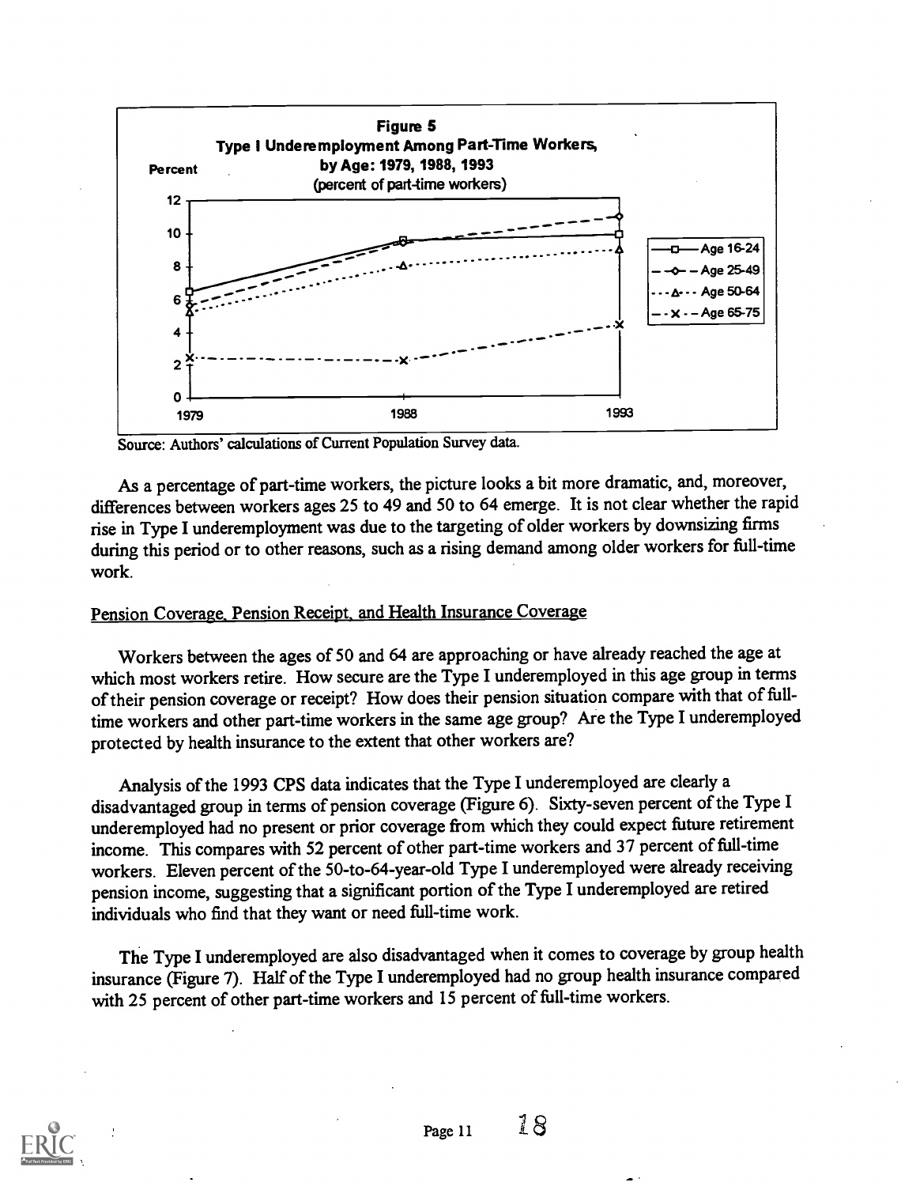**Figure 5**
**Type I Underemployment Among Part-Time Workers, by Age: 1979, 1988, 1993**
(percent of part-time workers)

Source: Authors' calculations of Current Population Survey data.

As a percentage of part-time workers, the picture looks a bit more dramatic, and, moreover, differences between workers ages 25 to 49 and 50 to 64 emerge. It is not clear whether the rapid rise in Type I underemployment was due to the targeting of older workers by downsizing firms during this period or to other reasons, such as a rising demand among older workers for full-time work.

## Pension Coverage, Pension Receipt, and Health Insurance Coverage

Workers between the ages of 50 and 64 are approaching or have already reached the age at which most workers retire. How secure are the Type I underemployed in this age group in terms of their pension coverage or receipt? How does their pension situation compare with that of full-time workers and other part-time workers in the same age group? Are the Type I underemployed protected by health insurance to the extent that other workers are?

Analysis of the 1993 CPS data indicates that the Type I underemployed are clearly a disadvantaged group in terms of pension coverage (Figure 6). Sixty-seven percent of the Type I underemployed had no present or prior coverage from which they could expect future retirement income. This compares with 52 percent of other part-time workers and 37 percent of full-time workers. Eleven percent of the 50-to-64-year-old Type I underemployed were already receiving pension income, suggesting that a significant portion of the Type I underemployed are retired individuals who find that they want or need full-time work.

The Type I underemployed are also disadvantaged when it comes to coverage by group health insurance (Figure 7). Half of the Type I underemployed had no group health insurance compared with 25 percent of other part-time workers and 15 percent of full-time workers.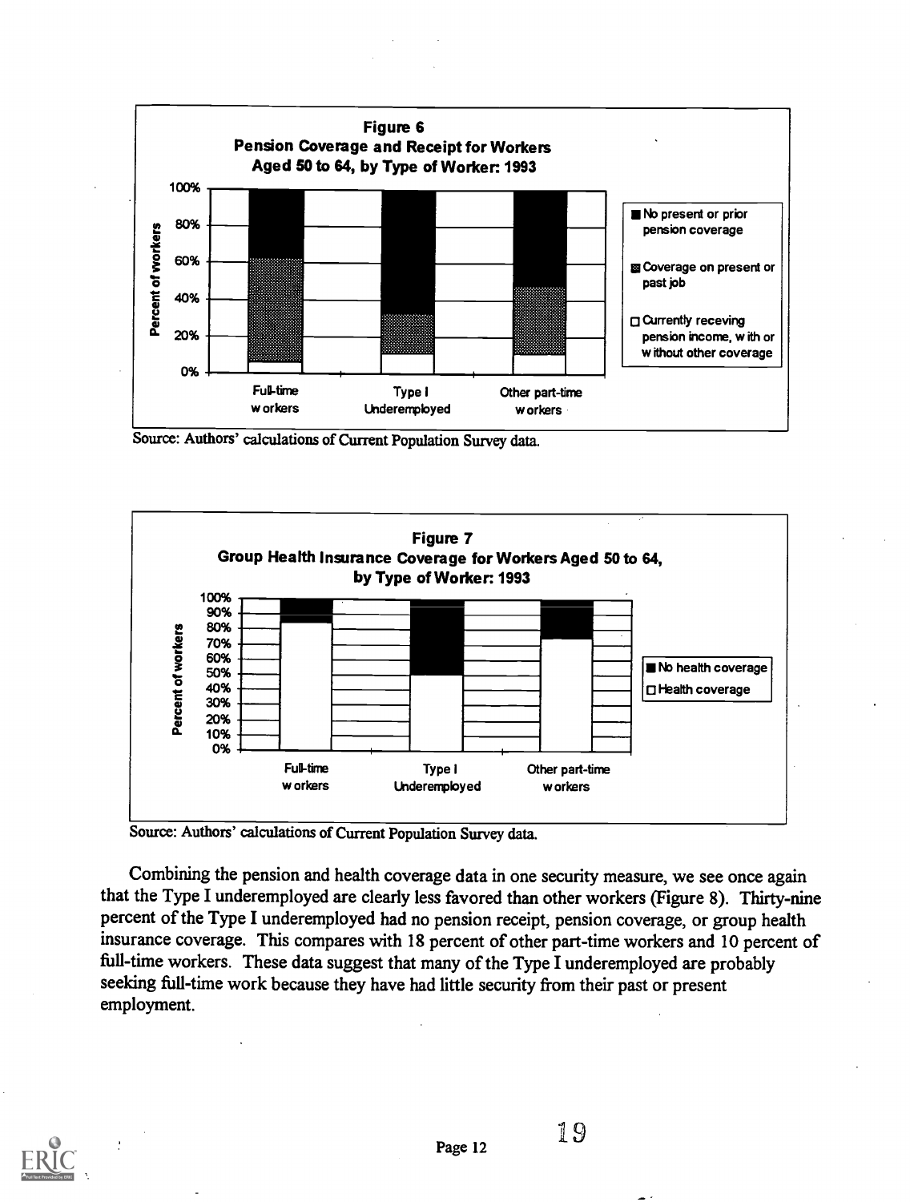**Figure 6**
**Pension Coverage and Receipt for Workers Aged 50 to 64, by Type of Worker: 1993**

Source: Authors' calculations of Current Population Survey data.

**Figure 7**
**Group Health Insurance Coverage for Workers Aged 50 to 64, by Type of Worker: 1993**

Source: Authors' calculations of Current Population Survey data.

Combining the pension and health coverage data in one security measure, we see once again that the Type I underemployed are clearly less favored than other workers (Figure 8). Thirty-nine percent of the Type I underemployed had no pension receipt, pension coverage, or group health insurance coverage. This compares with 18 percent of other part-time workers and 10 percent of full-time workers. These data suggest that many of the Type I underemployed are probably seeking full-time work because they have had little security from their past or present employment.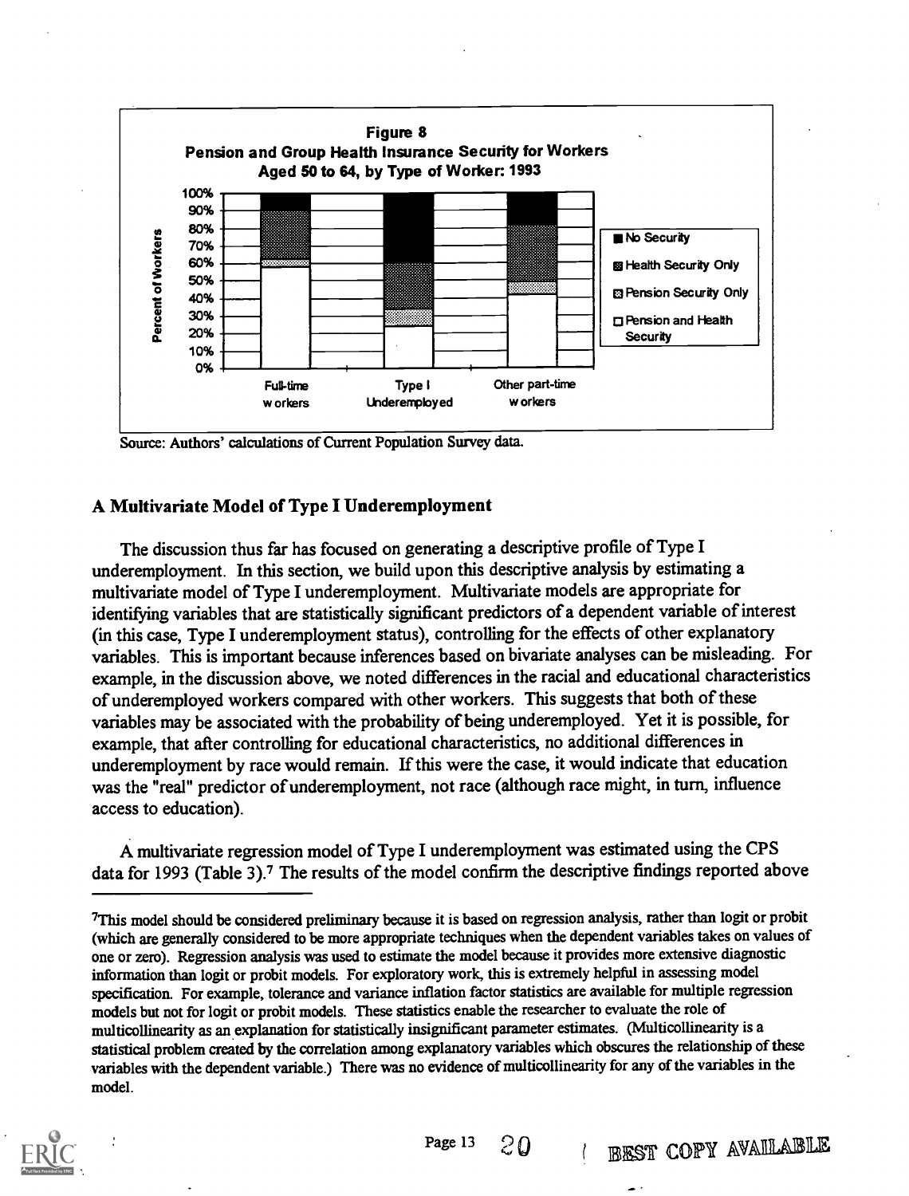**Figure 8**
**Pension and Group Health Insurance Security for Workers Aged 50 to 64, by Type of Worker: 1993**

Source: Authors' calculations of Current Population Survey data.

## A Multivariate Model of Type I Underemployment

The discussion thus far has focused on generating a descriptive profile of Type I underemployment. In this section, we build upon this descriptive analysis by estimating a multivariate model of Type I underemployment. Multivariate models are appropriate for identifying variables that are statistically significant predictors of a dependent variable of interest (in this case, Type I underemployment status), controlling for the effects of other explanatory variables. This is important because inferences based on bivariate analyses can be misleading. For example, in the discussion above, we noted differences in the racial and educational characteristics of underemployed workers compared with other workers. This suggests that both of these variables may be associated with the probability of being underemployed. Yet it is possible, for example, that after controlling for educational characteristics, no additional differences in underemployment by race would remain. If this were the case, it would indicate that education was the "real" predictor of underemployment, not race (although race might, in turn, influence access to education).

A multivariate regression model of Type I underemployment was estimated using the CPS data for 1993 (Table 3).[7] The results of the model confirm the descriptive findings reported above

---

[7] This model should be considered preliminary because it is based on regression analysis, rather than logit or probit (which are generally considered to be more appropriate techniques when the dependent variables takes on values of one or zero). Regression analysis was used to estimate the model because it provides more extensive diagnostic information than logit or probit models. For exploratory work, this is extremely helpful in assessing model specification. For example, tolerance and variance inflation factor statistics are available for multiple regression models but not for logit or probit models. These statistics enable the researcher to evaluate the role of multicollinearity as an explanation for statistically insignificant parameter estimates. (Multicollinearity is a statistical problem created by the correlation among explanatory variables which obscures the relationship of these variables with the dependent variable.) There was no evidence of multicollinearity for any of the variables in the model.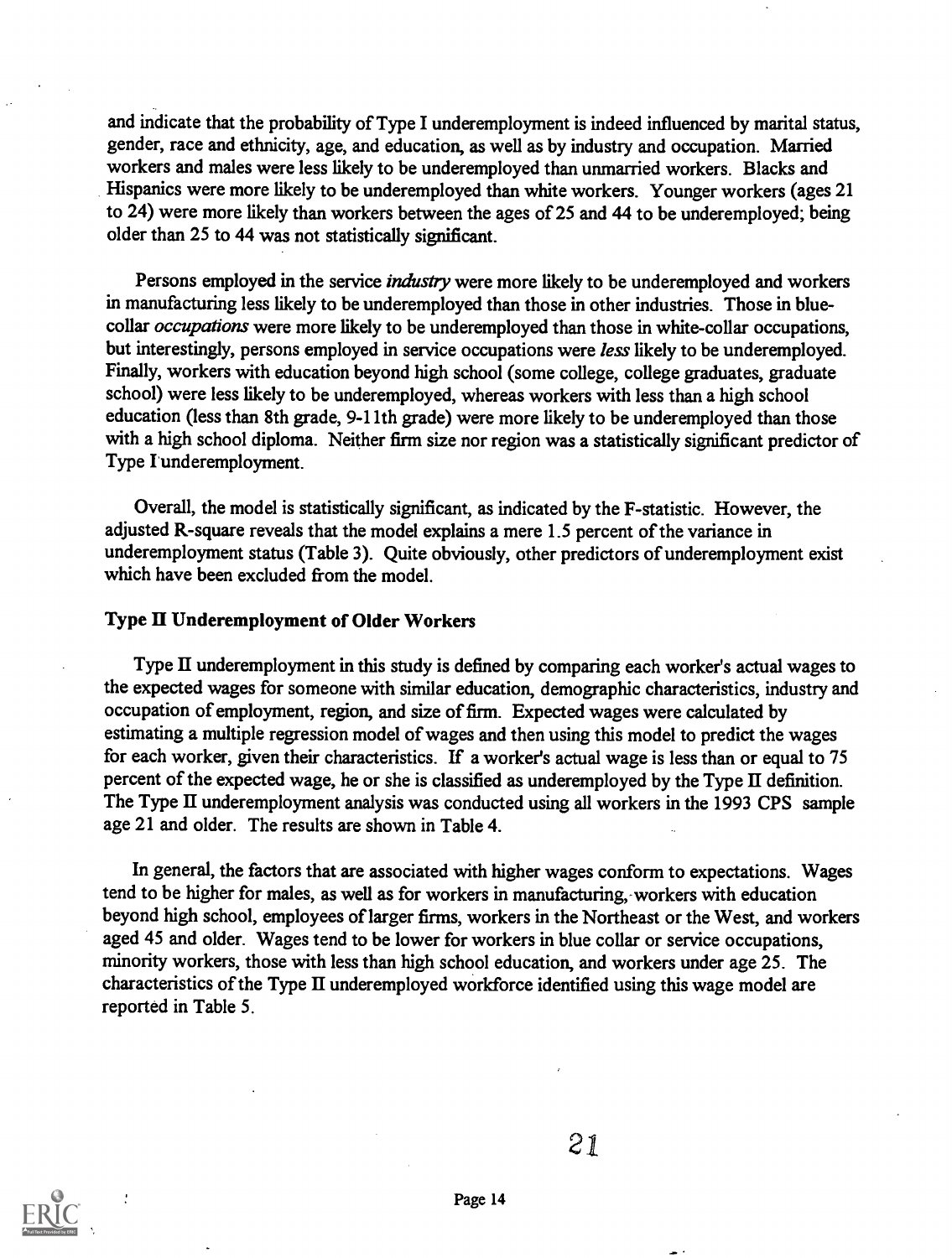and indicate that the probability of Type I underemployment is indeed influenced by marital status, gender, race and ethnicity, age, and education, as well as by industry and occupation. Married workers and males were less likely to be underemployed than unmarried workers. Blacks and Hispanics were more likely to be underemployed than white workers. Younger workers (ages 21 to 24) were more likely than workers between the ages of 25 and 44 to be underemployed; being older than 25 to 44 was not statistically significant.

Persons employed in the service *industry* were more likely to be underemployed and workers in manufacturing less likely to be underemployed than those in other industries. Those in blue-collar *occupations* were more likely to be underemployed than those in white-collar occupations, but interestingly, persons employed in service occupations were *less* likely to be underemployed. Finally, workers with education beyond high school (some college, college graduates, graduate school) were less likely to be underemployed, whereas workers with less than a high school education (less than 8th grade, 9-11th grade) were more likely to be underemployed than those with a high school diploma. Neither firm size nor region was a statistically significant predictor of Type I underemployment.

Overall, the model is statistically significant, as indicated by the F-statistic. However, the adjusted R-square reveals that the model explains a mere 1.5 percent of the variance in underemployment status (Table 3). Quite obviously, other predictors of underemployment exist which have been excluded from the model.

### Type II Underemployment of Older Workers

Type II underemployment in this study is defined by comparing each worker's actual wages to the expected wages for someone with similar education, demographic characteristics, industry and occupation of employment, region, and size of firm. Expected wages were calculated by estimating a multiple regression model of wages and then using this model to predict the wages for each worker, given their characteristics. If a worker's actual wage is less than or equal to 75 percent of the expected wage, he or she is classified as underemployed by the Type II definition. The Type II underemployment analysis was conducted using all workers in the 1993 CPS sample age 21 and older. The results are shown in Table 4.

In general, the factors that are associated with higher wages conform to expectations. Wages tend to be higher for males, as well as for workers in manufacturing, workers with education beyond high school, employees of larger firms, workers in the Northeast or the West, and workers aged 45 and older. Wages tend to be lower for workers in blue collar or service occupations, minority workers, those with less than high school education, and workers under age 25. The characteristics of the Type II underemployed workforce identified using this wage model are reported in Table 5.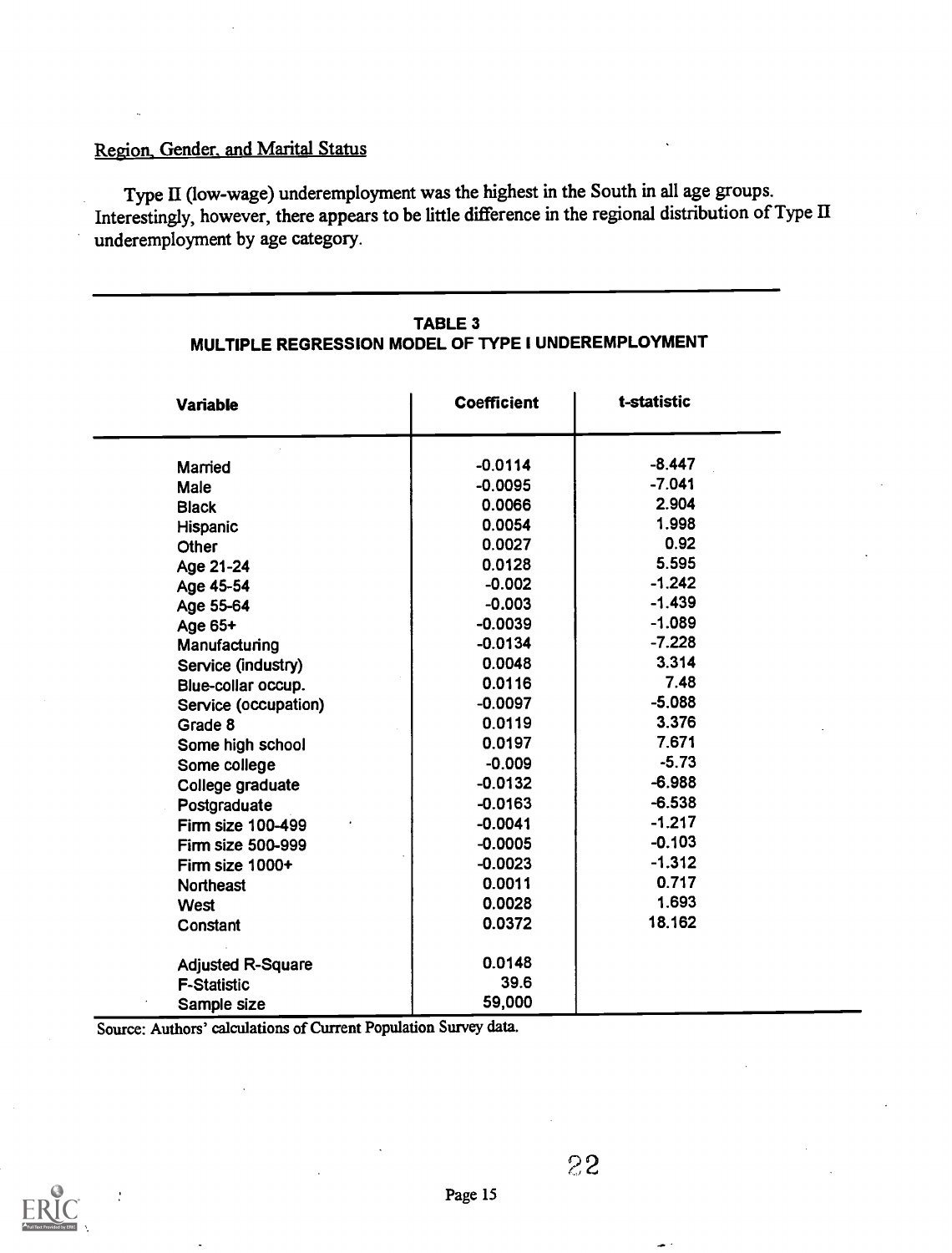Region, Gender, and Marital Status

Type II (low-wage) underemployment was the highest in the South in all age groups. Interestingly, however, there appears to be little difference in the regional distribution of Type II underemployment by age category.

**TABLE 3**
**MULTIPLE REGRESSION MODEL OF TYPE I UNDEREMPLOYMENT**

| Variable | Coefficient | t-statistic |
|---|---|---|
| Married | -0.0114 | -8.447 |
| Male | -0.0095 | -7.041 |
| Black | 0.0066 | 2.904 |
| Hispanic | 0.0054 | 1.998 |
| Other | 0.0027 | 0.92 |
| Age 21-24 | 0.0128 | 5.595 |
| Age 45-54 | -0.002 | -1.242 |
| Age 55-64 | -0.003 | -1.439 |
| Age 65+ | -0.0039 | -1.089 |
| Manufacturing | -0.0134 | -7.228 |
| Service (industry) | 0.0048 | 3.314 |
| Blue-collar occup. | 0.0116 | 7.48 |
| Service (occupation) | -0.0097 | -5.088 |
| Grade 8 | 0.0119 | 3.376 |
| Some high school | 0.0197 | 7.671 |
| Some college | -0.009 | -5.73 |
| College graduate | -0.0132 | -6.988 |
| Postgraduate | -0.0163 | -6.538 |
| Firm size 100-499 | -0.0041 | -1.217 |
| Firm size 500-999 | -0.0005 | -0.103 |
| Firm size 1000+ | -0.0023 | -1.312 |
| Northeast | 0.0011 | 0.717 |
| West | 0.0028 | 1.693 |
| Constant | 0.0372 | 18.162 |
| | | |
| Adjusted R-Square | 0.0148 | |
| F-Statistic | 39.6 | |
| Sample size | 59,000 | |

Source: Authors' calculations of Current Population Survey data.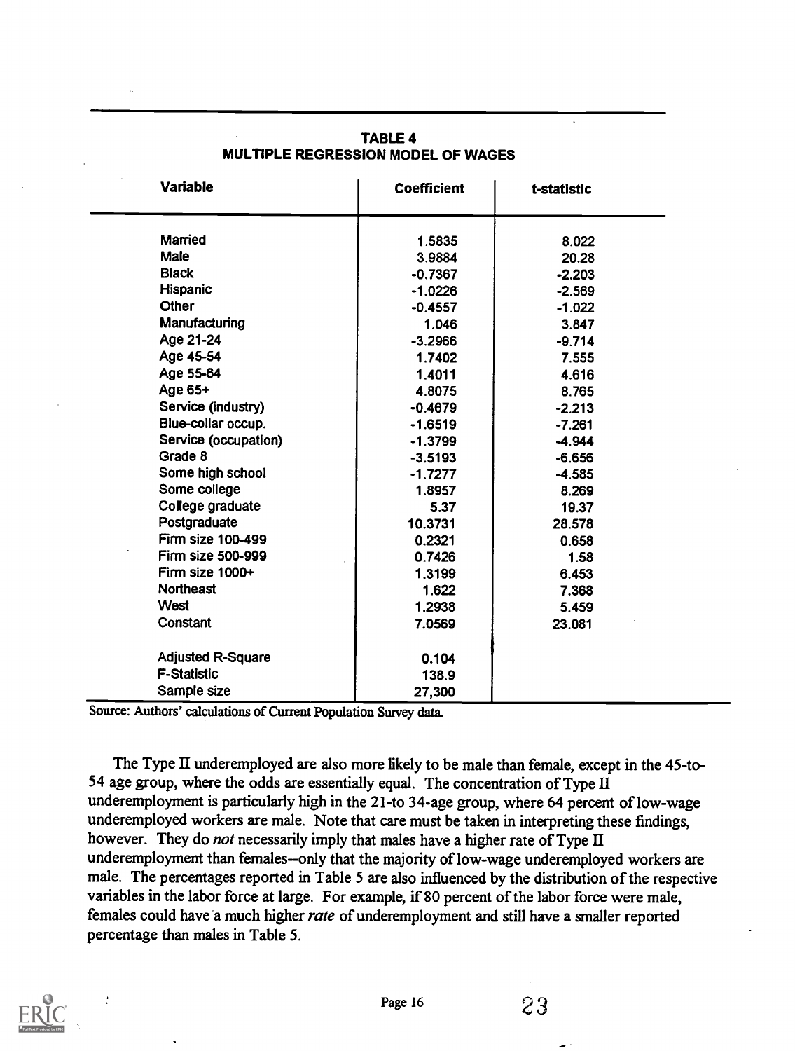**TABLE 4**
**MULTIPLE REGRESSION MODEL OF WAGES**

| Variable | Coefficient | t-statistic |
|---|---|---|
| Married | 1.5835 | 8.022 |
| Male | 3.9884 | 20.28 |
| Black | -0.7367 | -2.203 |
| Hispanic | -1.0226 | -2.569 |
| Other | -0.4557 | -1.022 |
| Manufacturing | 1.046 | 3.847 |
| Age 21-24 | -3.2966 | -9.714 |
| Age 45-54 | 1.7402 | 7.555 |
| Age 55-64 | 1.4011 | 4.616 |
| Age 65+ | 4.8075 | 8.765 |
| Service (industry) | -0.4679 | -2.213 |
| Blue-collar occup. | -1.6519 | -7.261 |
| Service (occupation) | -1.3799 | -4.944 |
| Grade 8 | -3.5193 | -6.656 |
| Some high school | -1.7277 | -4.585 |
| Some college | 1.8957 | 8.269 |
| College graduate | 5.37 | 19.37 |
| Postgraduate | 10.3731 | 28.578 |
| Firm size 100-499 | 0.2321 | 0.658 |
| Firm size 500-999 | 0.7426 | 1.58 |
| Firm size 1000+ | 1.3199 | 6.453 |
| Northeast | 1.622 | 7.368 |
| West | 1.2938 | 5.459 |
| Constant | 7.0569 | 23.081 |
| Adjusted R-Square | 0.104 | |
| F-Statistic | 138.9 | |
| Sample size | 27,300 | |

Source: Authors' calculations of Current Population Survey data.

The Type II underemployed are also more likely to be male than female, except in the 45-to-54 age group, where the odds are essentially equal. The concentration of Type II underemployment is particularly high in the 21-to 34-age group, where 64 percent of low-wage underemployed workers are male. Note that care must be taken in interpreting these findings, however. They do *not* necessarily imply that males have a higher rate of Type II underemployment than females--only that the majority of low-wage underemployed workers are male. The percentages reported in Table 5 are also influenced by the distribution of the respective variables in the labor force at large. For example, if 80 percent of the labor force were male, females could have a much higher *rate* of underemployment and still have a smaller reported percentage than males in Table 5.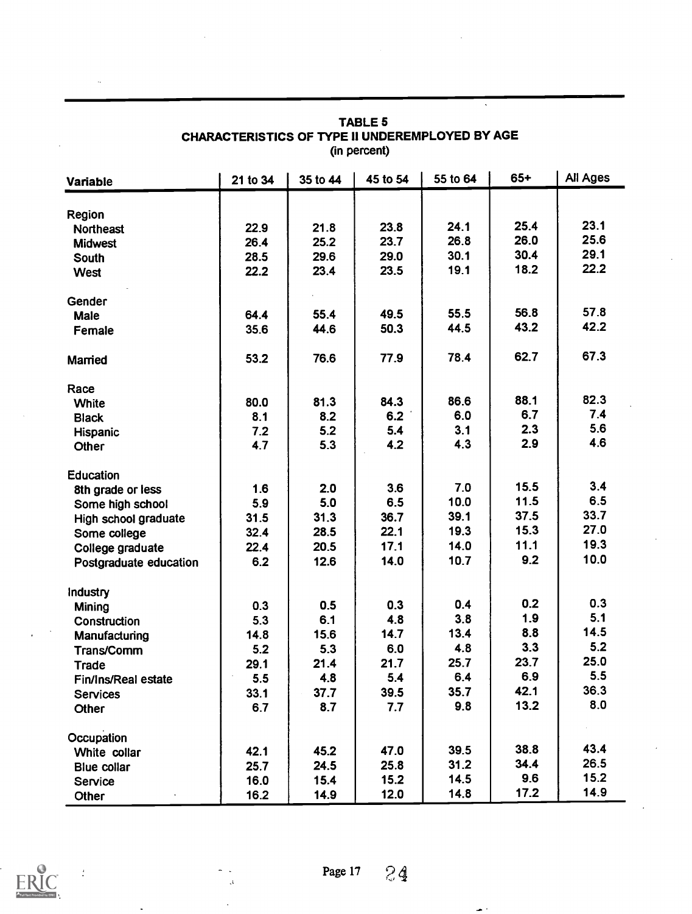**TABLE 5**
**CHARACTERISTICS OF TYPE II UNDEREMPLOYED BY AGE**
(in percent)

| Variable | 21 to 34 | 35 to 44 | 45 to 54 | 55 to 64 | 65+ | All Ages |
|---|---|---|---|---|---|---|
| Region | | | | | | |
| Northeast | 22.9 | 21.8 | 23.8 | 24.1 | 25.4 | 23.1 |
| Midwest | 26.4 | 25.2 | 23.7 | 26.8 | 26.0 | 25.6 |
| South | 28.5 | 29.6 | 29.0 | 30.1 | 30.4 | 29.1 |
| West | 22.2 | 23.4 | 23.5 | 19.1 | 18.2 | 22.2 |
| Gender | | | | | | |
| Male | 64.4 | 55.4 | 49.5 | 55.5 | 56.8 | 57.8 |
| Female | 35.6 | 44.6 | 50.3 | 44.5 | 43.2 | 42.2 |
| Married | 53.2 | 76.6 | 77.9 | 78.4 | 62.7 | 67.3 |
| Race | | | | | | |
| White | 80.0 | 81.3 | 84.3 | 86.6 | 88.1 | 82.3 |
| Black | 8.1 | 8.2 | 6.2 | 6.0 | 6.7 | 7.4 |
| Hispanic | 7.2 | 5.2 | 5.4 | 3.1 | 2.3 | 5.6 |
| Other | 4.7 | 5.3 | 4.2 | 4.3 | 2.9 | 4.6 |
| Education | | | | | | |
| 8th grade or less | 1.6 | 2.0 | 3.6 | 7.0 | 15.5 | 3.4 |
| Some high school | 5.9 | 5.0 | 6.5 | 10.0 | 11.5 | 6.5 |
| High school graduate | 31.5 | 31.3 | 36.7 | 39.1 | 37.5 | 33.7 |
| Some college | 32.4 | 28.5 | 22.1 | 19.3 | 15.3 | 27.0 |
| College graduate | 22.4 | 20.5 | 17.1 | 14.0 | 11.1 | 19.3 |
| Postgraduate education | 6.2 | 12.6 | 14.0 | 10.7 | 9.2 | 10.0 |
| Industry | | | | | | |
| Mining | 0.3 | 0.5 | 0.3 | 0.4 | 0.2 | 0.3 |
| Construction | 5.3 | 6.1 | 4.8 | 3.8 | 1.9 | 5.1 |
| Manufacturing | 14.8 | 15.6 | 14.7 | 13.4 | 8.8 | 14.5 |
| Trans/Comm | 5.2 | 5.3 | 6.0 | 4.8 | 3.3 | 5.2 |
| Trade | 29.1 | 21.4 | 21.7 | 25.7 | 23.7 | 25.0 |
| Fin/Ins/Real estate | 5.5 | 4.8 | 5.4 | 6.4 | 6.9 | 5.5 |
| Services | 33.1 | 37.7 | 39.5 | 35.7 | 42.1 | 36.3 |
| Other | 6.7 | 8.7 | 7.7 | 9.8 | 13.2 | 8.0 |
| Occupation | | | | | | |
| White collar | 42.1 | 45.2 | 47.0 | 39.5 | 38.8 | 43.4 |
| Blue collar | 25.7 | 24.5 | 25.8 | 31.2 | 34.4 | 26.5 |
| Service | 16.0 | 15.4 | 15.2 | 14.5 | 9.6 | 15.2 |
| Other | 16.2 | 14.9 | 12.0 | 14.8 | 17.2 | 14.9 |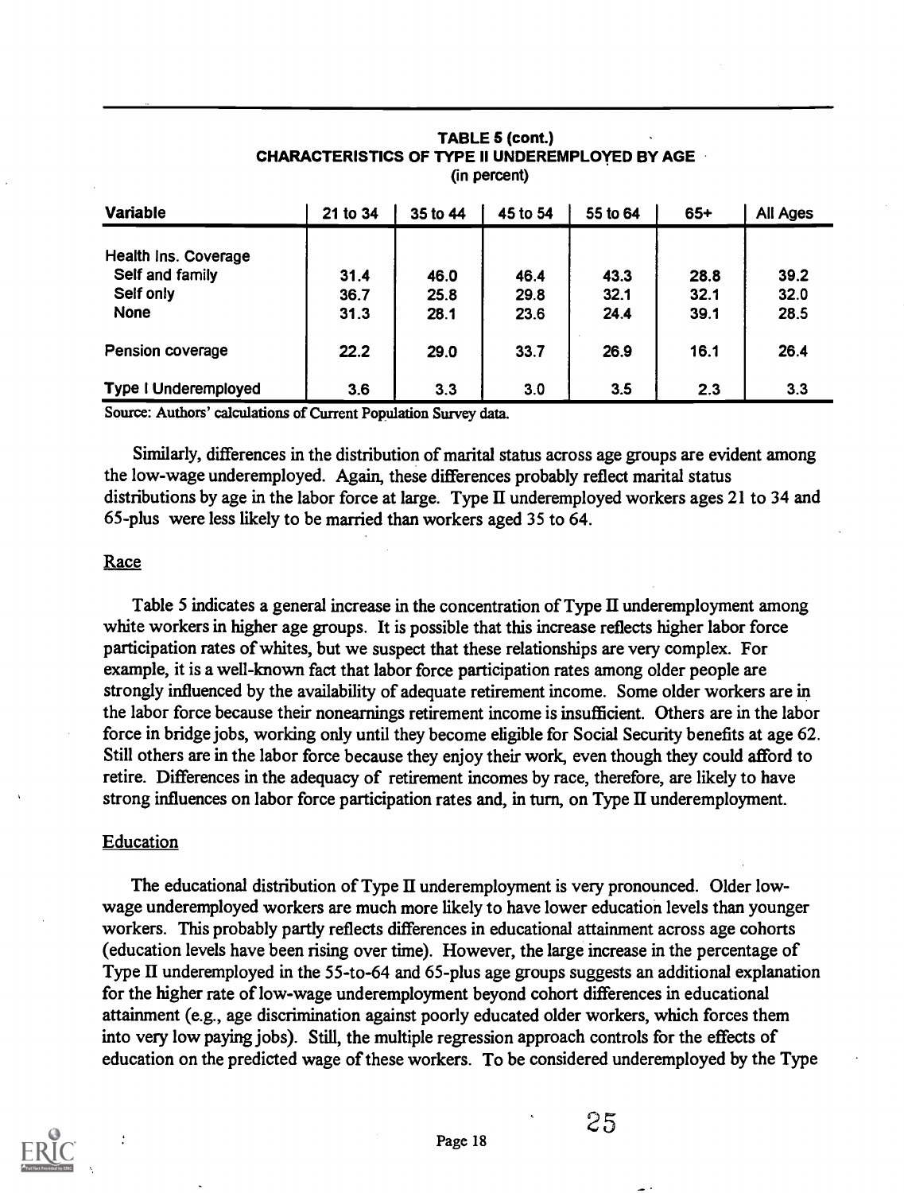**TABLE 5 (cont.)**
**CHARACTERISTICS OF TYPE II UNDEREMPLOYED BY AGE**
(in percent)

| Variable | 21 to 34 | 35 to 44 | 45 to 54 | 55 to 64 | 65+ | All Ages |
|---|---|---|---|---|---|---|
| Health Ins. Coverage | | | | | | |
| Self and family | 31.4 | 46.0 | 46.4 | 43.3 | 28.8 | 39.2 |
| Self only | 36.7 | 25.8 | 29.8 | 32.1 | 32.1 | 32.0 |
| None | 31.3 | 28.1 | 23.6 | 24.4 | 39.1 | 28.5 |
| Pension coverage | 22.2 | 29.0 | 33.7 | 26.9 | 16.1 | 26.4 |
| Type I Underemployed | 3.6 | 3.3 | 3.0 | 3.5 | 2.3 | 3.3 |

Source: Authors' calculations of Current Population Survey data.

Similarly, differences in the distribution of marital status across age groups are evident among the low-wage underemployed. Again, these differences probably reflect marital status distributions by age in the labor force at large. Type II underemployed workers ages 21 to 34 and 65-plus were less likely to be married than workers aged 35 to 64.

### Race

Table 5 indicates a general increase in the concentration of Type II underemployment among white workers in higher age groups. It is possible that this increase reflects higher labor force participation rates of whites, but we suspect that these relationships are very complex. For example, it is a well-known fact that labor force participation rates among older people are strongly influenced by the availability of adequate retirement income. Some older workers are in the labor force because their nonearnings retirement income is insufficient. Others are in the labor force in bridge jobs, working only until they become eligible for Social Security benefits at age 62. Still others are in the labor force because they enjoy their work, even though they could afford to retire. Differences in the adequacy of retirement incomes by race, therefore, are likely to have strong influences on labor force participation rates and, in turn, on Type II underemployment.

### Education

The educational distribution of Type II underemployment is very pronounced. Older low-wage underemployed workers are much more likely to have lower education levels than younger workers. This probably partly reflects differences in educational attainment across age cohorts (education levels have been rising over time). However, the large increase in the percentage of Type II underemployed in the 55-to-64 and 65-plus age groups suggests an additional explanation for the higher rate of low-wage underemployment beyond cohort differences in educational attainment (e.g., age discrimination against poorly educated older workers, which forces them into very low paying jobs). Still, the multiple regression approach controls for the effects of education on the predicted wage of these workers. To be considered underemployed by the Type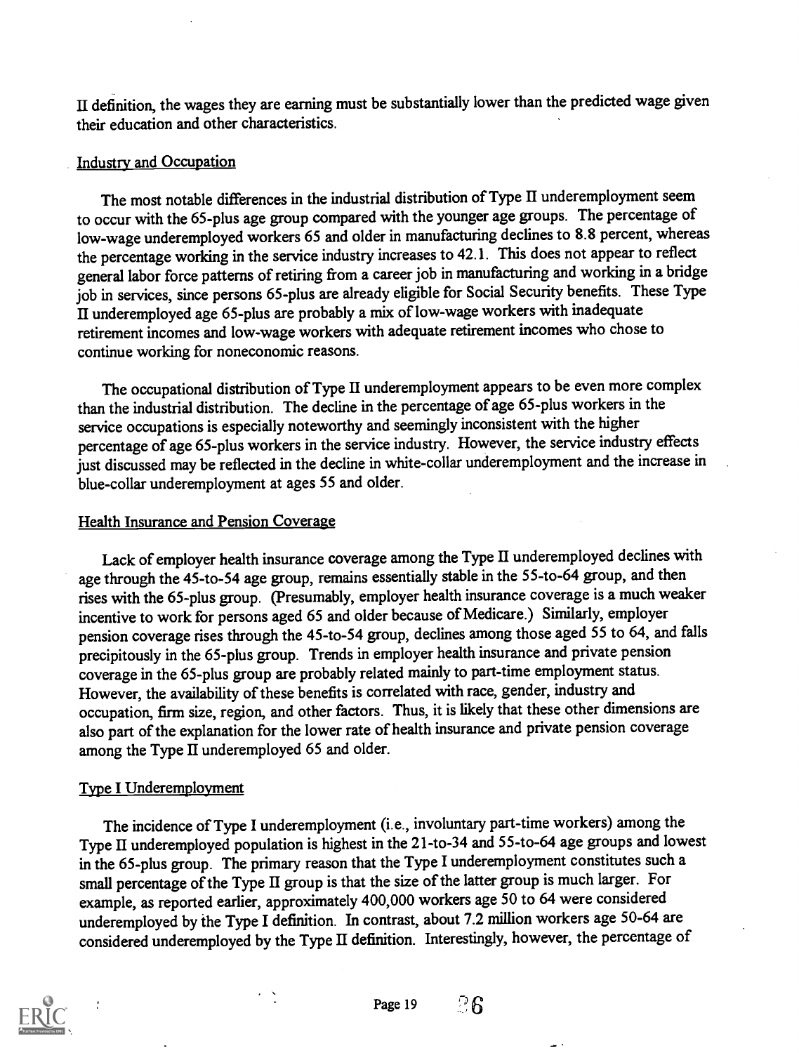II definition, the wages they are earning must be substantially lower than the predicted wage given their education and other characteristics.

### Industry and Occupation

The most notable differences in the industrial distribution of Type II underemployment seem to occur with the 65-plus age group compared with the younger age groups. The percentage of low-wage underemployed workers 65 and older in manufacturing declines to 8.8 percent, whereas the percentage working in the service industry increases to 42.1. This does not appear to reflect general labor force patterns of retiring from a career job in manufacturing and working in a bridge job in services, since persons 65-plus are already eligible for Social Security benefits. These Type II underemployed age 65-plus are probably a mix of low-wage workers with inadequate retirement incomes and low-wage workers with adequate retirement incomes who chose to continue working for noneconomic reasons.

The occupational distribution of Type II underemployment appears to be even more complex than the industrial distribution. The decline in the percentage of age 65-plus workers in the service occupations is especially noteworthy and seemingly inconsistent with the higher percentage of age 65-plus workers in the service industry. However, the service industry effects just discussed may be reflected in the decline in white-collar underemployment and the increase in blue-collar underemployment at ages 55 and older.

### Health Insurance and Pension Coverage

Lack of employer health insurance coverage among the Type II underemployed declines with age through the 45-to-54 age group, remains essentially stable in the 55-to-64 group, and then rises with the 65-plus group. (Presumably, employer health insurance coverage is a much weaker incentive to work for persons aged 65 and older because of Medicare.) Similarly, employer pension coverage rises through the 45-to-54 group, declines among those aged 55 to 64, and falls precipitously in the 65-plus group. Trends in employer health insurance and private pension coverage in the 65-plus group are probably related mainly to part-time employment status. However, the availability of these benefits is correlated with race, gender, industry and occupation, firm size, region, and other factors. Thus, it is likely that these other dimensions are also part of the explanation for the lower rate of health insurance and private pension coverage among the Type II underemployed 65 and older.

### Type I Underemployment

The incidence of Type I underemployment (i.e., involuntary part-time workers) among the Type II underemployed population is highest in the 21-to-34 and 55-to-64 age groups and lowest in the 65-plus group. The primary reason that the Type I underemployment constitutes such a small percentage of the Type II group is that the size of the latter group is much larger. For example, as reported earlier, approximately 400,000 workers age 50 to 64 were considered underemployed by the Type I definition. In contrast, about 7.2 million workers age 50-64 are considered underemployed by the Type II definition. Interestingly, however, the percentage of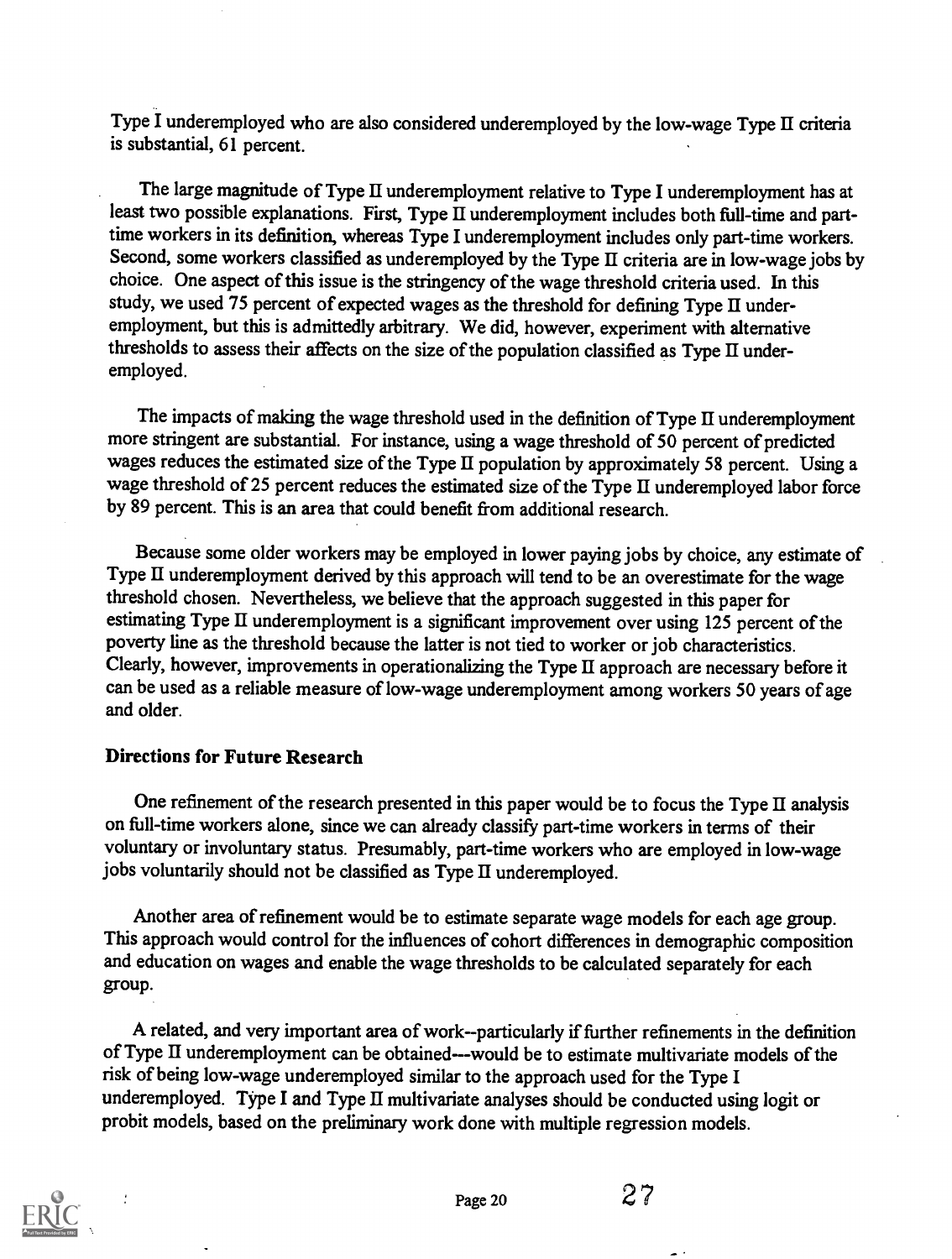Type I underemployed who are also considered underemployed by the low-wage Type II criteria is substantial, 61 percent.

The large magnitude of Type II underemployment relative to Type I underemployment has at least two possible explanations. First, Type II underemployment includes both full-time and part-time workers in its definition, whereas Type I underemployment includes only part-time workers. Second, some workers classified as underemployed by the Type II criteria are in low-wage jobs by choice. One aspect of this issue is the stringency of the wage threshold criteria used. In this study, we used 75 percent of expected wages as the threshold for defining Type II underemployment, but this is admittedly arbitrary. We did, however, experiment with alternative thresholds to assess their affects on the size of the population classified as Type II underemployed.

The impacts of making the wage threshold used in the definition of Type II underemployment more stringent are substantial. For instance, using a wage threshold of 50 percent of predicted wages reduces the estimated size of the Type II population by approximately 58 percent. Using a wage threshold of 25 percent reduces the estimated size of the Type II underemployed labor force by 89 percent. This is an area that could benefit from additional research.

Because some older workers may be employed in lower paying jobs by choice, any estimate of Type II underemployment derived by this approach will tend to be an overestimate for the wage threshold chosen. Nevertheless, we believe that the approach suggested in this paper for estimating Type II underemployment is a significant improvement over using 125 percent of the poverty line as the threshold because the latter is not tied to worker or job characteristics. Clearly, however, improvements in operationalizing the Type II approach are necessary before it can be used as a reliable measure of low-wage underemployment among workers 50 years of age and older.

### Directions for Future Research

One refinement of the research presented in this paper would be to focus the Type II analysis on full-time workers alone, since we can already classify part-time workers in terms of their voluntary or involuntary status. Presumably, part-time workers who are employed in low-wage jobs voluntarily should not be classified as Type II underemployed.

Another area of refinement would be to estimate separate wage models for each age group. This approach would control for the influences of cohort differences in demographic composition and education on wages and enable the wage thresholds to be calculated separately for each group.

A related, and very important area of work--particularly if further refinements in the definition of Type II underemployment can be obtained---would be to estimate multivariate models of the risk of being low-wage underemployed similar to the approach used for the Type I underemployed. Type I and Type II multivariate analyses should be conducted using logit or probit models, based on the preliminary work done with multiple regression models.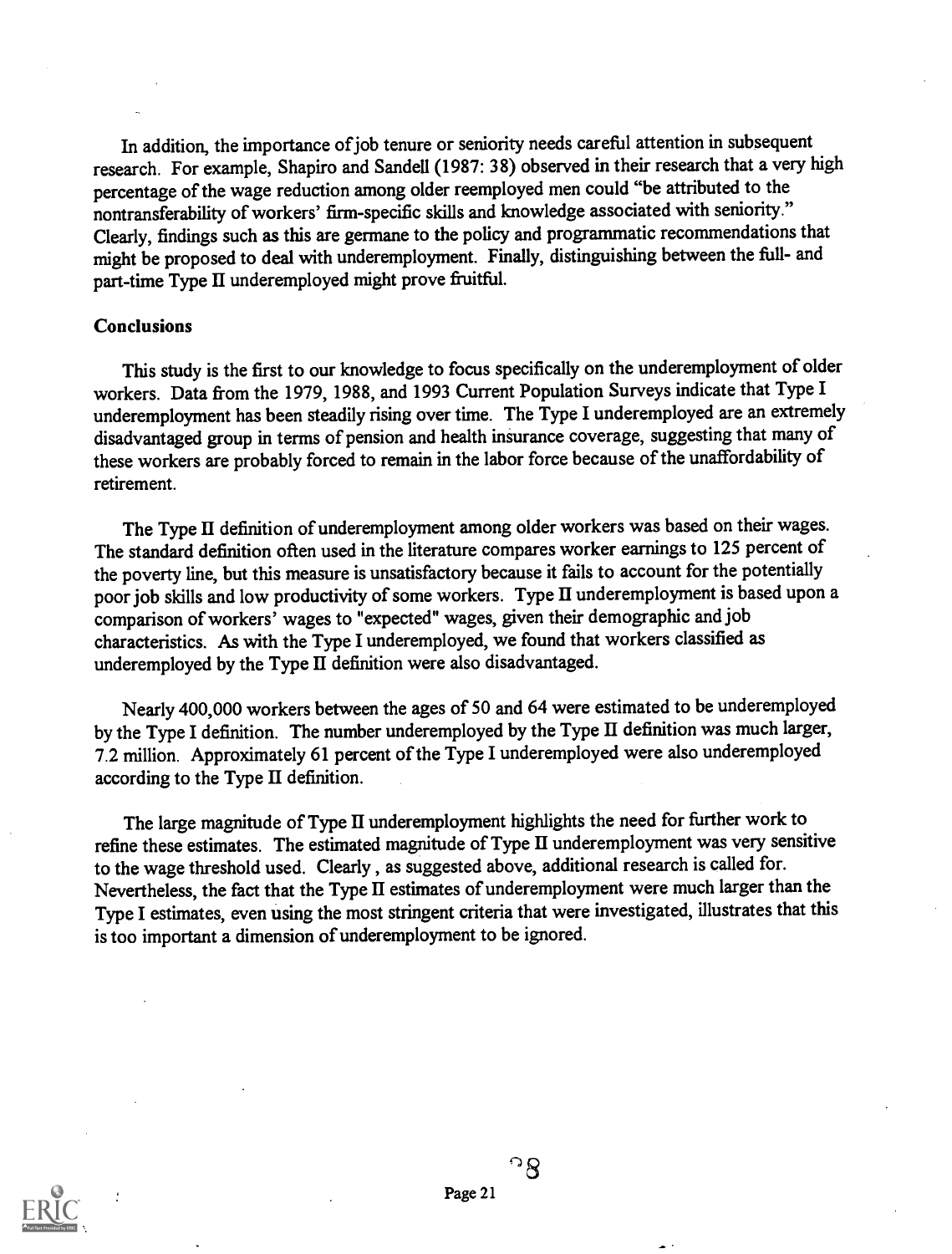In addition, the importance of job tenure or seniority needs careful attention in subsequent research. For example, Shapiro and Sandell (1987: 38) observed in their research that a very high percentage of the wage reduction among older reemployed men could "be attributed to the nontransferability of workers' firm-specific skills and knowledge associated with seniority." Clearly, findings such as this are germane to the policy and programmatic recommendations that might be proposed to deal with underemployment. Finally, distinguishing between the full- and part-time Type II underemployed might prove fruitful.

## Conclusions

This study is the first to our knowledge to focus specifically on the underemployment of older workers. Data from the 1979, 1988, and 1993 Current Population Surveys indicate that Type I underemployment has been steadily rising over time. The Type I underemployed are an extremely disadvantaged group in terms of pension and health insurance coverage, suggesting that many of these workers are probably forced to remain in the labor force because of the unaffordability of retirement.

The Type II definition of underemployment among older workers was based on their wages. The standard definition often used in the literature compares worker earnings to 125 percent of the poverty line, but this measure is unsatisfactory because it fails to account for the potentially poor job skills and low productivity of some workers. Type II underemployment is based upon a comparison of workers' wages to "expected" wages, given their demographic and job characteristics. As with the Type I underemployed, we found that workers classified as underemployed by the Type II definition were also disadvantaged.

Nearly 400,000 workers between the ages of 50 and 64 were estimated to be underemployed by the Type I definition. The number underemployed by the Type II definition was much larger, 7.2 million. Approximately 61 percent of the Type I underemployed were also underemployed according to the Type II definition.

The large magnitude of Type II underemployment highlights the need for further work to refine these estimates. The estimated magnitude of Type II underemployment was very sensitive to the wage threshold used. Clearly, as suggested above, additional research is called for. Nevertheless, the fact that the Type II estimates of underemployment were much larger than the Type I estimates, even using the most stringent criteria that were investigated, illustrates that this is too important a dimension of underemployment to be ignored.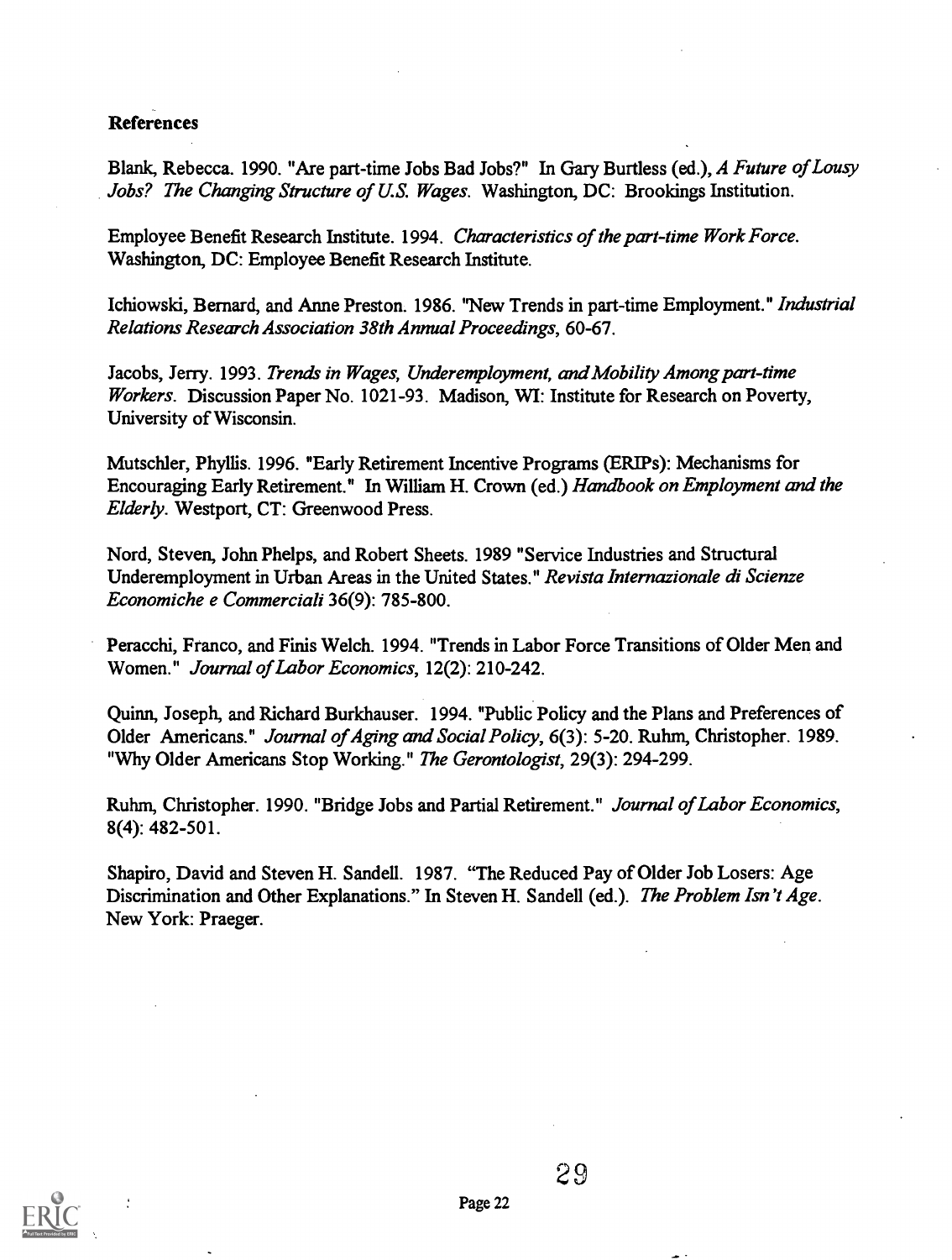**References**

Blank, Rebecca. 1990. "Are part-time Jobs Bad Jobs?" In Gary Burtless (ed.), *A Future of Lousy Jobs? The Changing Structure of U.S. Wages*. Washington, DC: Brookings Institution.

Employee Benefit Research Institute. 1994. *Characteristics of the part-time Work Force*. Washington, DC: Employee Benefit Research Institute.

Ichiowski, Bernard, and Anne Preston. 1986. "New Trends in part-time Employment." *Industrial Relations Research Association 38th Annual Proceedings*, 60-67.

Jacobs, Jerry. 1993. *Trends in Wages, Underemployment, and Mobility Among part-time Workers*. Discussion Paper No. 1021-93. Madison, WI: Institute for Research on Poverty, University of Wisconsin.

Mutschler, Phyllis. 1996. "Early Retirement Incentive Programs (ERIPs): Mechanisms for Encouraging Early Retirement." In William H. Crown (ed.) *Handbook on Employment and the Elderly*. Westport, CT: Greenwood Press.

Nord, Steven, John Phelps, and Robert Sheets. 1989 "Service Industries and Structural Underemployment in Urban Areas in the United States." *Revista Internazionale di Scienze Economiche e Commerciali* 36(9): 785-800.

Peracchi, Franco, and Finis Welch. 1994. "Trends in Labor Force Transitions of Older Men and Women." *Journal of Labor Economics*, 12(2): 210-242.

Quinn, Joseph, and Richard Burkhauser. 1994. "Public Policy and the Plans and Preferences of Older Americans." *Journal of Aging and Social Policy*, 6(3): 5-20. Ruhm, Christopher. 1989. "Why Older Americans Stop Working." *The Gerontologist*, 29(3): 294-299.

Ruhm, Christopher. 1990. "Bridge Jobs and Partial Retirement." *Journal of Labor Economics*, 8(4): 482-501.

Shapiro, David and Steven H. Sandell. 1987. "The Reduced Pay of Older Job Losers: Age Discrimination and Other Explanations." In Steven H. Sandell (ed.). *The Problem Isn't Age*. New York: Praeger.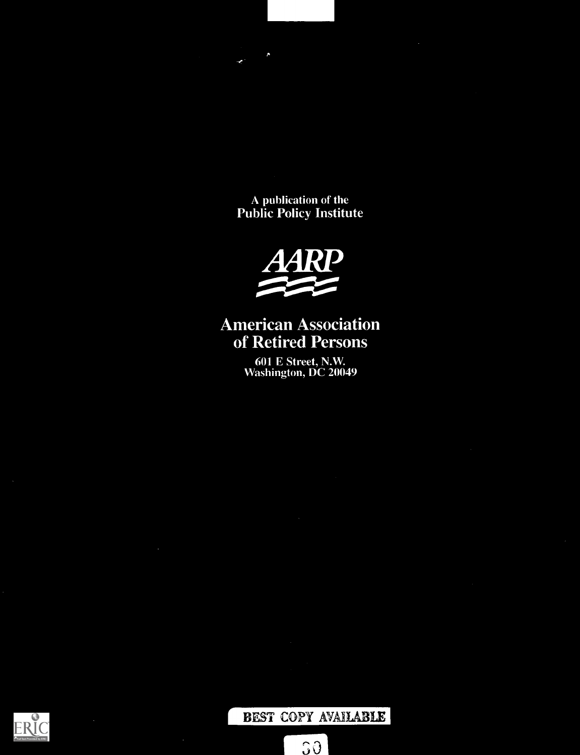A publication of the
Public Policy Institute

AARP

# American Association of Retired Persons

601 E Street, N.W.
Washington, DC 20049

BEST COPY AVAILABLE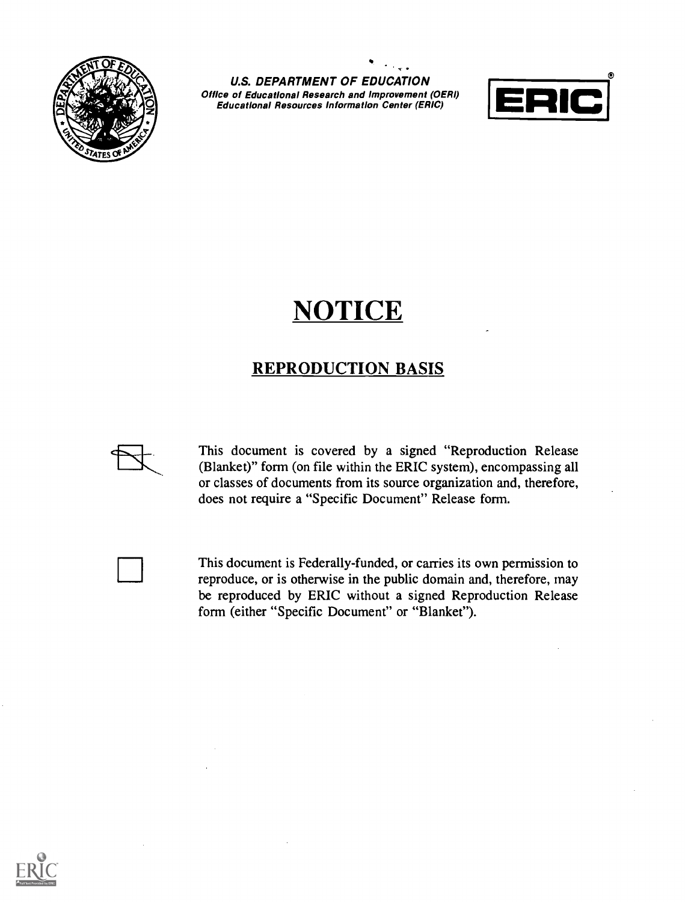U.S. DEPARTMENT OF EDUCATION
*Office of Educational Research and Improvement (OERI)*
*Educational Resources Information Center (ERIC)*

ERIC

# NOTICE

## REPRODUCTION BASIS

- [x] This document is covered by a signed "Reproduction Release (Blanket)" form (on file within the ERIC system), encompassing all or classes of documents from its source organization and, therefore, does not require a "Specific Document" Release form.

- [ ] This document is Federally-funded, or carries its own permission to reproduce, or is otherwise in the public domain and, therefore, may be reproduced by ERIC without a signed Reproduction Release form (either "Specific Document" or "Blanket").